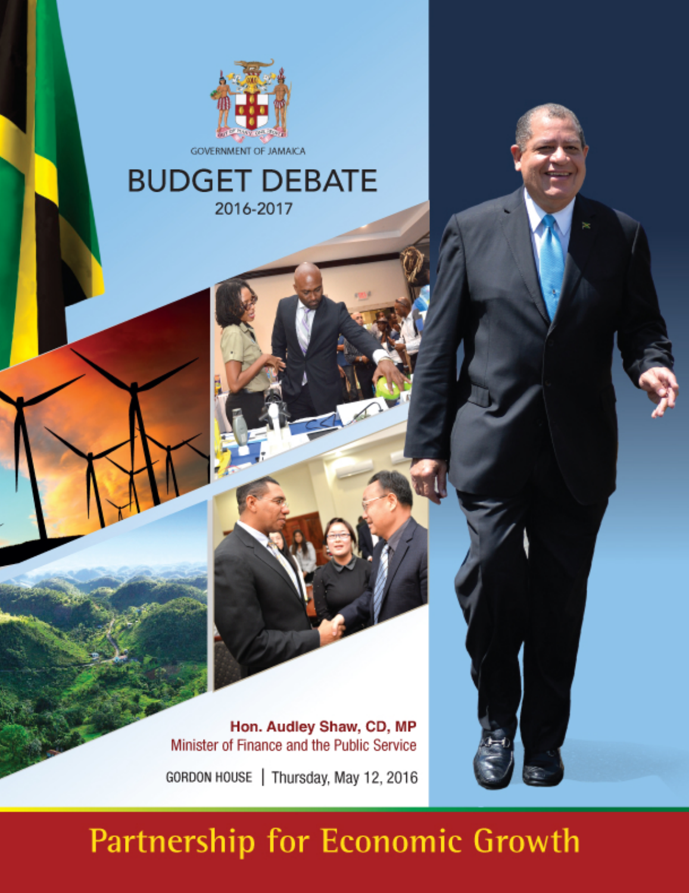GOVERNMENT OF JAMAICA

# BUDGET DEBATE

2016-2017

**Hon. Audley Shaw, CD, MP**
Minister of Finance and the Public Service

GORDON HOUSE | Thursday, May 12, 2016

## Partnership for Economic Growth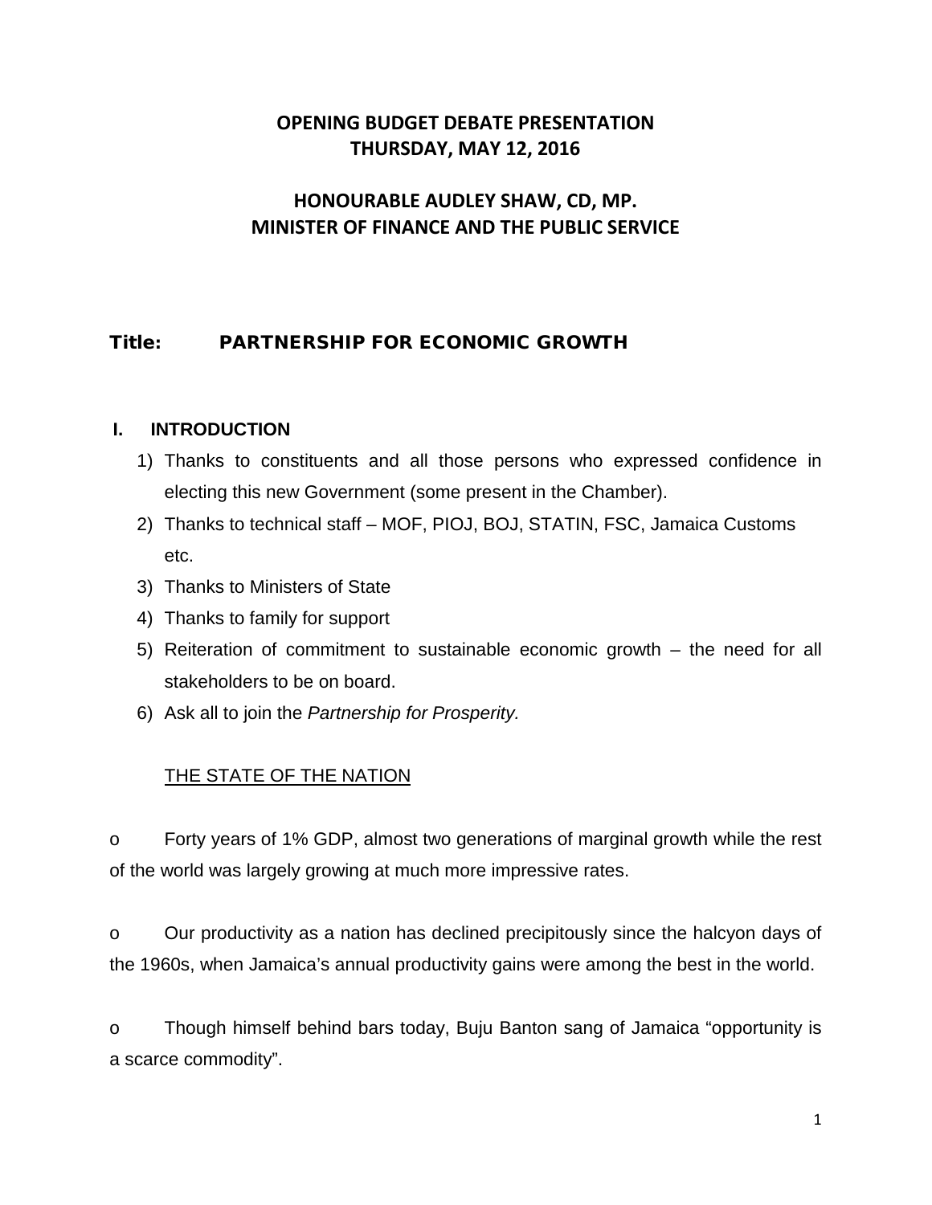# OPENING BUDGET DEBATE PRESENTATION
# THURSDAY, MAY 12, 2016

## HONOURABLE AUDLEY SHAW, CD, MP.
## MINISTER OF FINANCE AND THE PUBLIC SERVICE

**Title: PARTNERSHIP FOR ECONOMIC GROWTH**

## I. INTRODUCTION

1) Thanks to constituents and all those persons who expressed confidence in electing this new Government (some present in the Chamber).
2) Thanks to technical staff – MOF, PIOJ, BOJ, STATIN, FSC, Jamaica Customs etc.
3) Thanks to Ministers of State
4) Thanks to family for support
5) Reiteration of commitment to sustainable economic growth – the need for all stakeholders to be on board.
6) Ask all to join the *Partnership for Prosperity.*

<u>THE STATE OF THE NATION</u>

- Forty years of 1% GDP, almost two generations of marginal growth while the rest of the world was largely growing at much more impressive rates.

- Our productivity as a nation has declined precipitously since the halcyon days of the 1960s, when Jamaica's annual productivity gains were among the best in the world.

- Though himself behind bars today, Buju Banton sang of Jamaica "opportunity is a scarce commodity".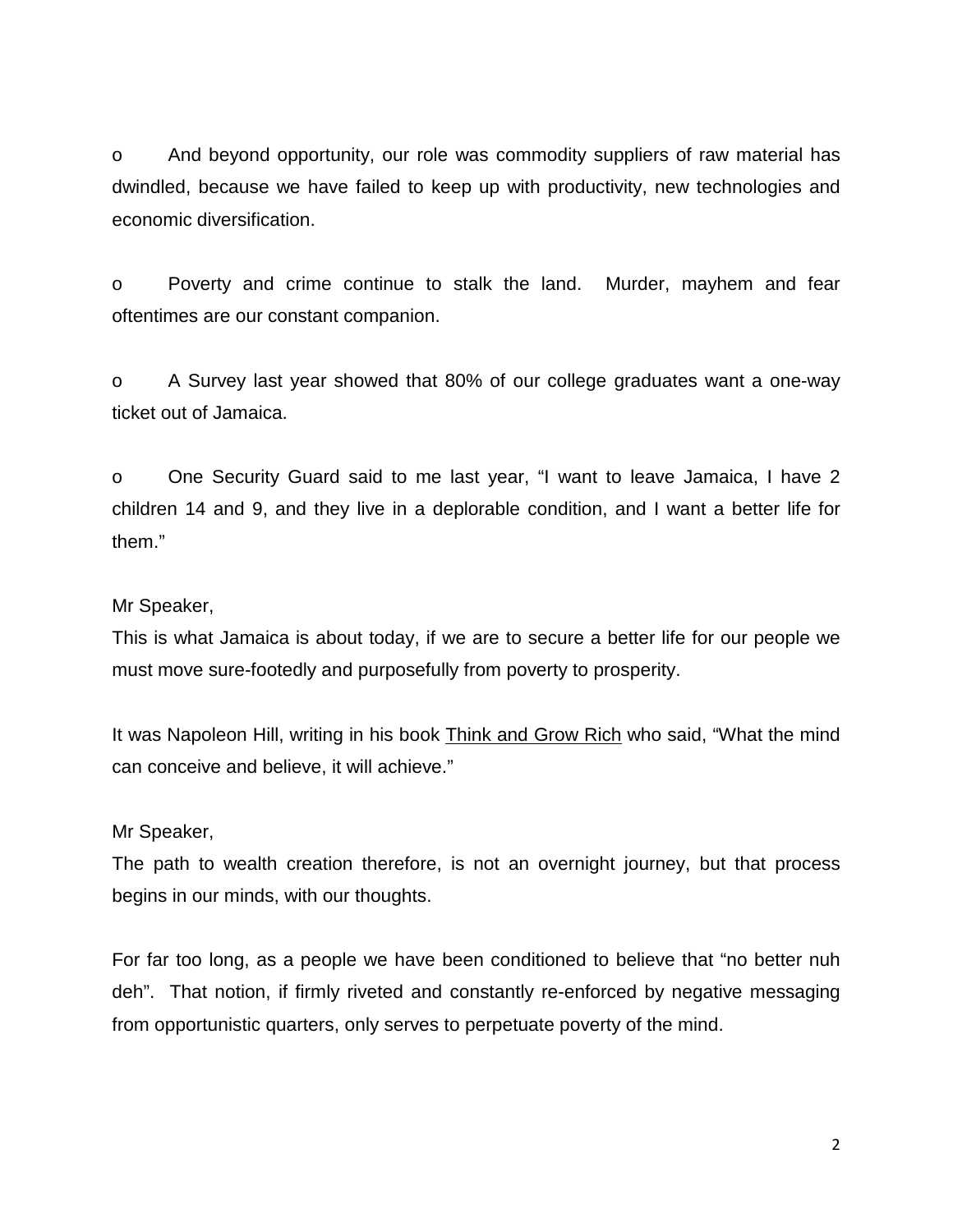- And beyond opportunity, our role was commodity suppliers of raw material has dwindled, because we have failed to keep up with productivity, new technologies and economic diversification.

- Poverty and crime continue to stalk the land. Murder, mayhem and fear oftentimes are our constant companion.

- A Survey last year showed that 80% of our college graduates want a one-way ticket out of Jamaica.

- One Security Guard said to me last year, "I want to leave Jamaica, I have 2 children 14 and 9, and they live in a deplorable condition, and I want a better life for them."

Mr Speaker,
This is what Jamaica is about today, if we are to secure a better life for our people we must move sure-footedly and purposefully from poverty to prosperity.

It was Napoleon Hill, writing in his book Think and Grow Rich who said, "What the mind can conceive and believe, it will achieve."

Mr Speaker,
The path to wealth creation therefore, is not an overnight journey, but that process begins in our minds, with our thoughts.

For far too long, as a people we have been conditioned to believe that "no better nuh deh". That notion, if firmly riveted and constantly re-enforced by negative messaging from opportunistic quarters, only serves to perpetuate poverty of the mind.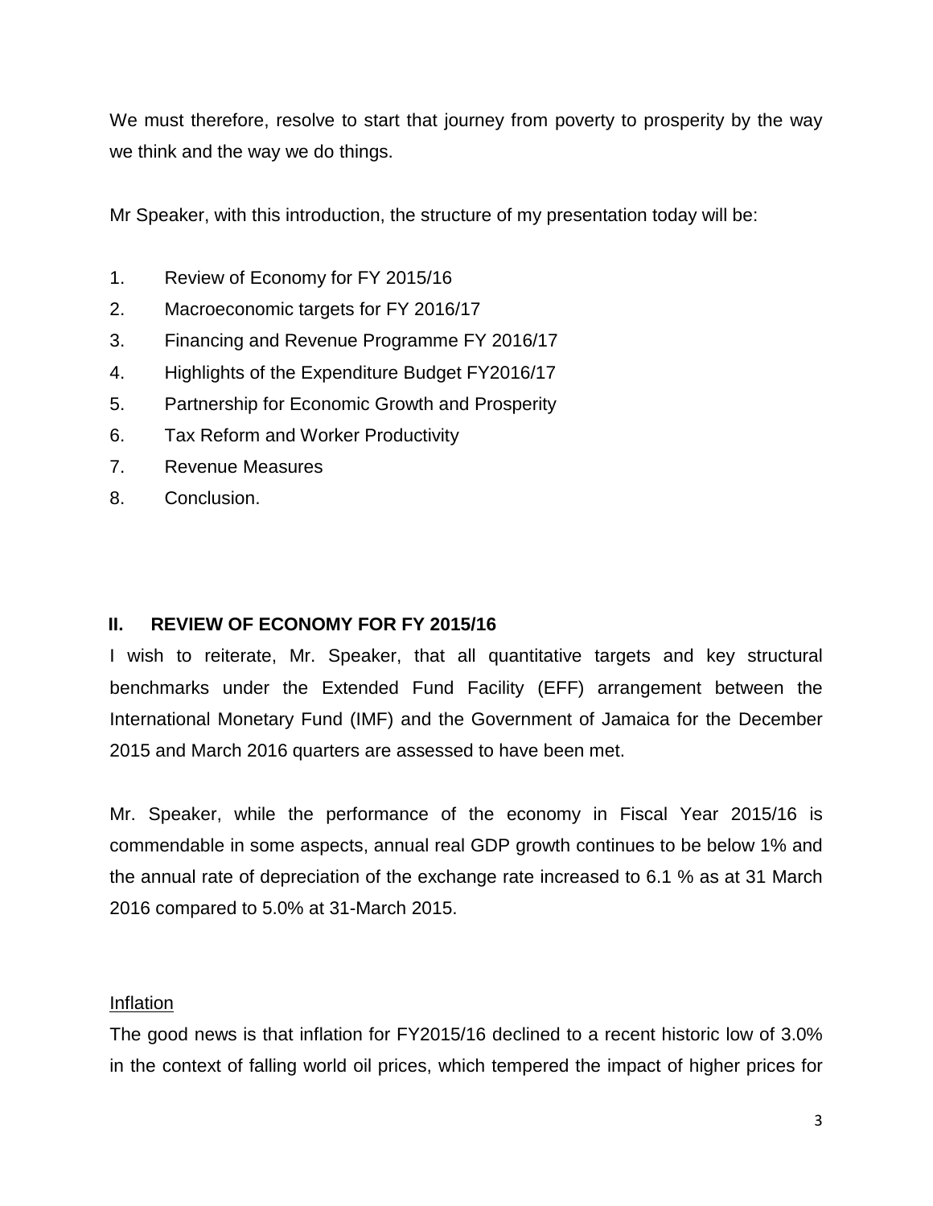We must therefore, resolve to start that journey from poverty to prosperity by the way we think and the way we do things.

Mr Speaker, with this introduction, the structure of my presentation today will be:

1. Review of Economy for FY 2015/16
2. Macroeconomic targets for FY 2016/17
3. Financing and Revenue Programme FY 2016/17
4. Highlights of the Expenditure Budget FY2016/17
5. Partnership for Economic Growth and Prosperity
6. Tax Reform and Worker Productivity
7. Revenue Measures
8. Conclusion.

## II. REVIEW OF ECONOMY FOR FY 2015/16

I wish to reiterate, Mr. Speaker, that all quantitative targets and key structural benchmarks under the Extended Fund Facility (EFF) arrangement between the International Monetary Fund (IMF) and the Government of Jamaica for the December 2015 and March 2016 quarters are assessed to have been met.

Mr. Speaker, while the performance of the economy in Fiscal Year 2015/16 is commendable in some aspects, annual real GDP growth continues to be below 1% and the annual rate of depreciation of the exchange rate increased to 6.1 % as at 31 March 2016 compared to 5.0% at 31-March 2015.

### Inflation

The good news is that inflation for FY2015/16 declined to a recent historic low of 3.0% in the context of falling world oil prices, which tempered the impact of higher prices for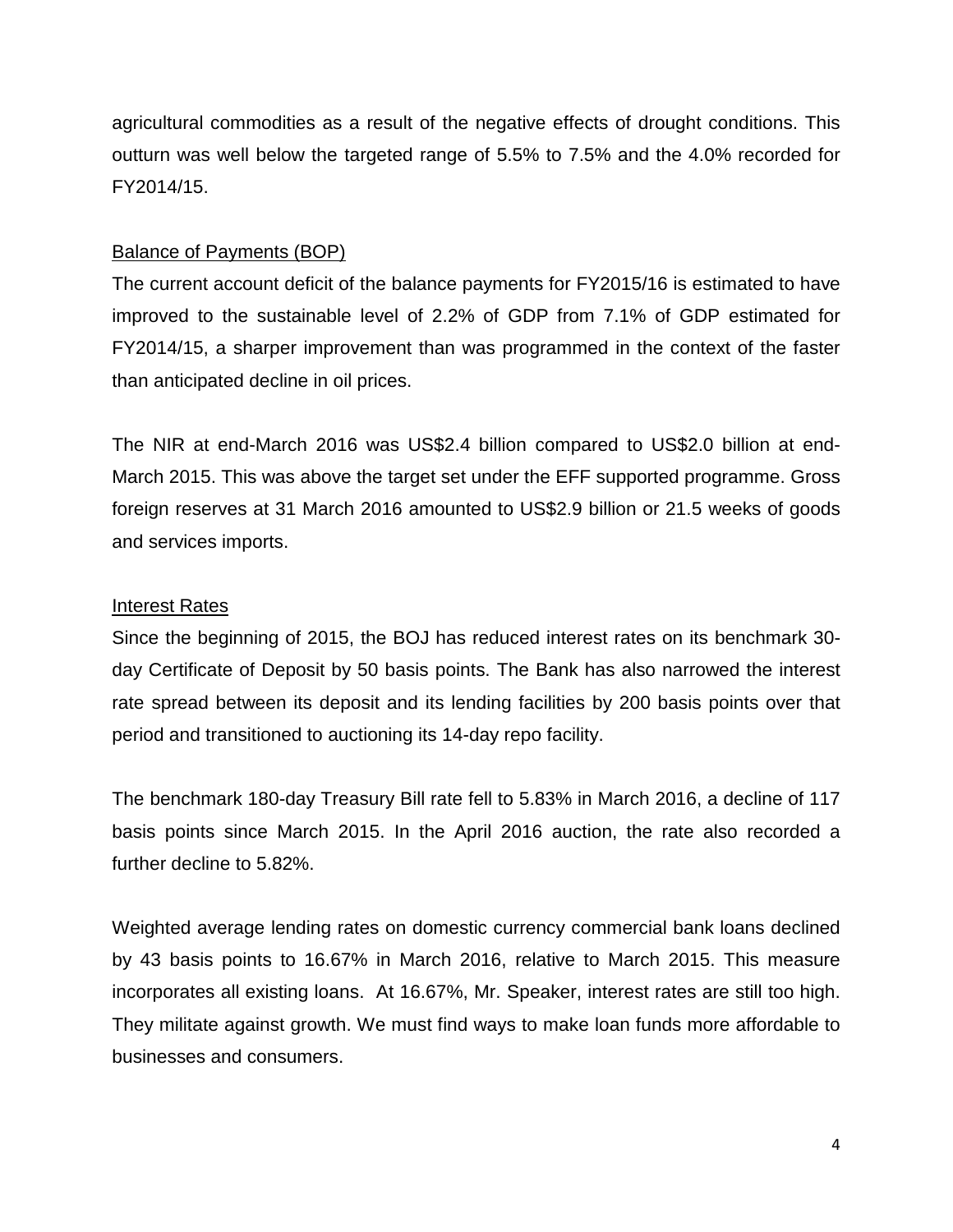agricultural commodities as a result of the negative effects of drought conditions. This outturn was well below the targeted range of 5.5% to 7.5% and the 4.0% recorded for FY2014/15.

## Balance of Payments (BOP)

The current account deficit of the balance payments for FY2015/16 is estimated to have improved to the sustainable level of 2.2% of GDP from 7.1% of GDP estimated for FY2014/15, a sharper improvement than was programmed in the context of the faster than anticipated decline in oil prices.

The NIR at end-March 2016 was US$2.4 billion compared to US$2.0 billion at end-March 2015. This was above the target set under the EFF supported programme. Gross foreign reserves at 31 March 2016 amounted to US$2.9 billion or 21.5 weeks of goods and services imports.

## Interest Rates

Since the beginning of 2015, the BOJ has reduced interest rates on its benchmark 30-day Certificate of Deposit by 50 basis points. The Bank has also narrowed the interest rate spread between its deposit and its lending facilities by 200 basis points over that period and transitioned to auctioning its 14-day repo facility.

The benchmark 180-day Treasury Bill rate fell to 5.83% in March 2016, a decline of 117 basis points since March 2015. In the April 2016 auction, the rate also recorded a further decline to 5.82%.

Weighted average lending rates on domestic currency commercial bank loans declined by 43 basis points to 16.67% in March 2016, relative to March 2015. This measure incorporates all existing loans. At 16.67%, Mr. Speaker, interest rates are still too high. They militate against growth. We must find ways to make loan funds more affordable to businesses and consumers.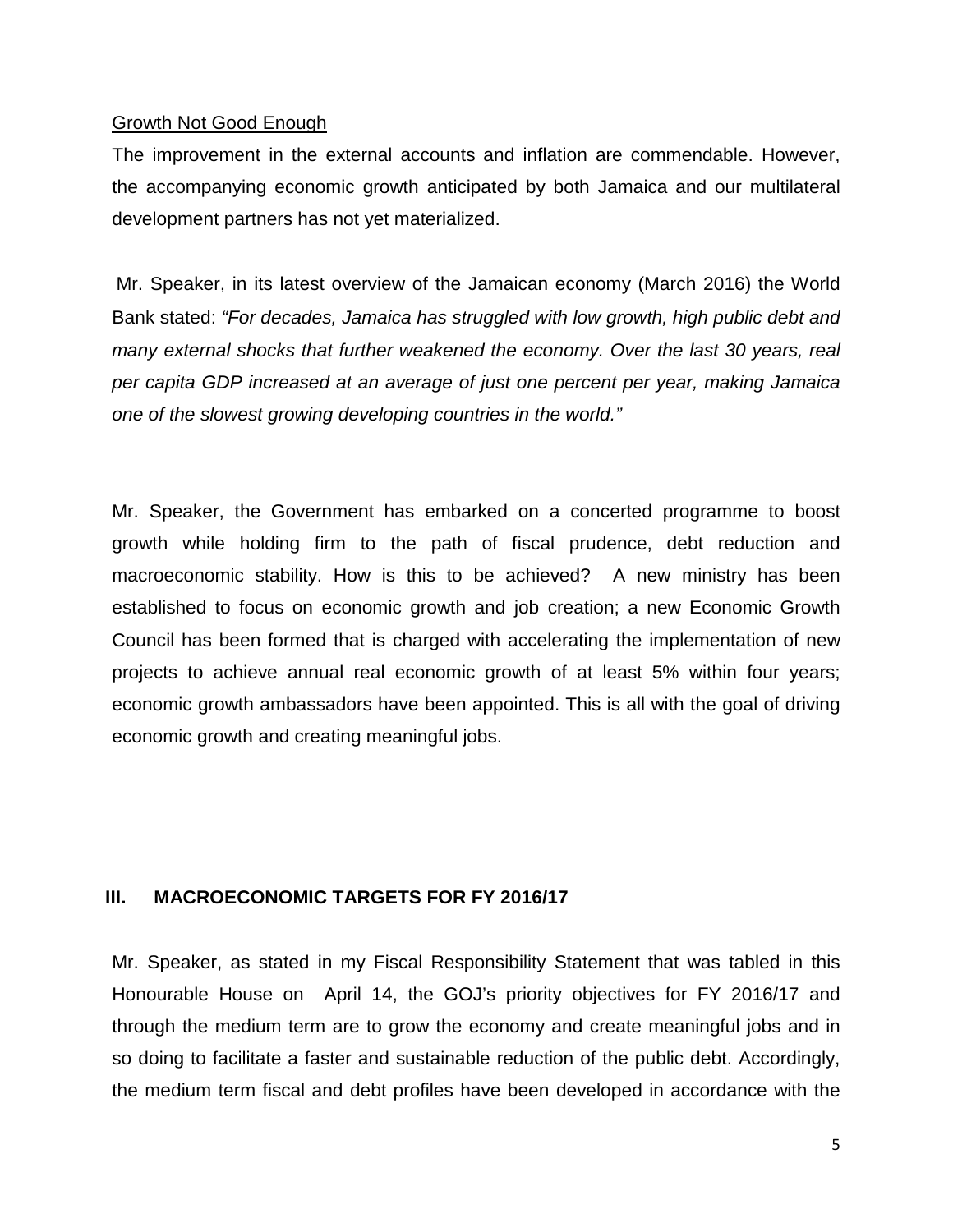Growth Not Good Enough

The improvement in the external accounts and inflation are commendable. However, the accompanying economic growth anticipated by both Jamaica and our multilateral development partners has not yet materialized.

Mr. Speaker, in its latest overview of the Jamaican economy (March 2016) the World Bank stated: *"For decades, Jamaica has struggled with low growth, high public debt and many external shocks that further weakened the economy. Over the last 30 years, real per capita GDP increased at an average of just one percent per year, making Jamaica one of the slowest growing developing countries in the world."*

Mr. Speaker, the Government has embarked on a concerted programme to boost growth while holding firm to the path of fiscal prudence, debt reduction and macroeconomic stability. How is this to be achieved? A new ministry has been established to focus on economic growth and job creation; a new Economic Growth Council has been formed that is charged with accelerating the implementation of new projects to achieve annual real economic growth of at least 5% within four years; economic growth ambassadors have been appointed. This is all with the goal of driving economic growth and creating meaningful jobs.

## III. MACROECONOMIC TARGETS FOR FY 2016/17

Mr. Speaker, as stated in my Fiscal Responsibility Statement that was tabled in this Honourable House on April 14, the GOJ's priority objectives for FY 2016/17 and through the medium term are to grow the economy and create meaningful jobs and in so doing to facilitate a faster and sustainable reduction of the public debt. Accordingly, the medium term fiscal and debt profiles have been developed in accordance with the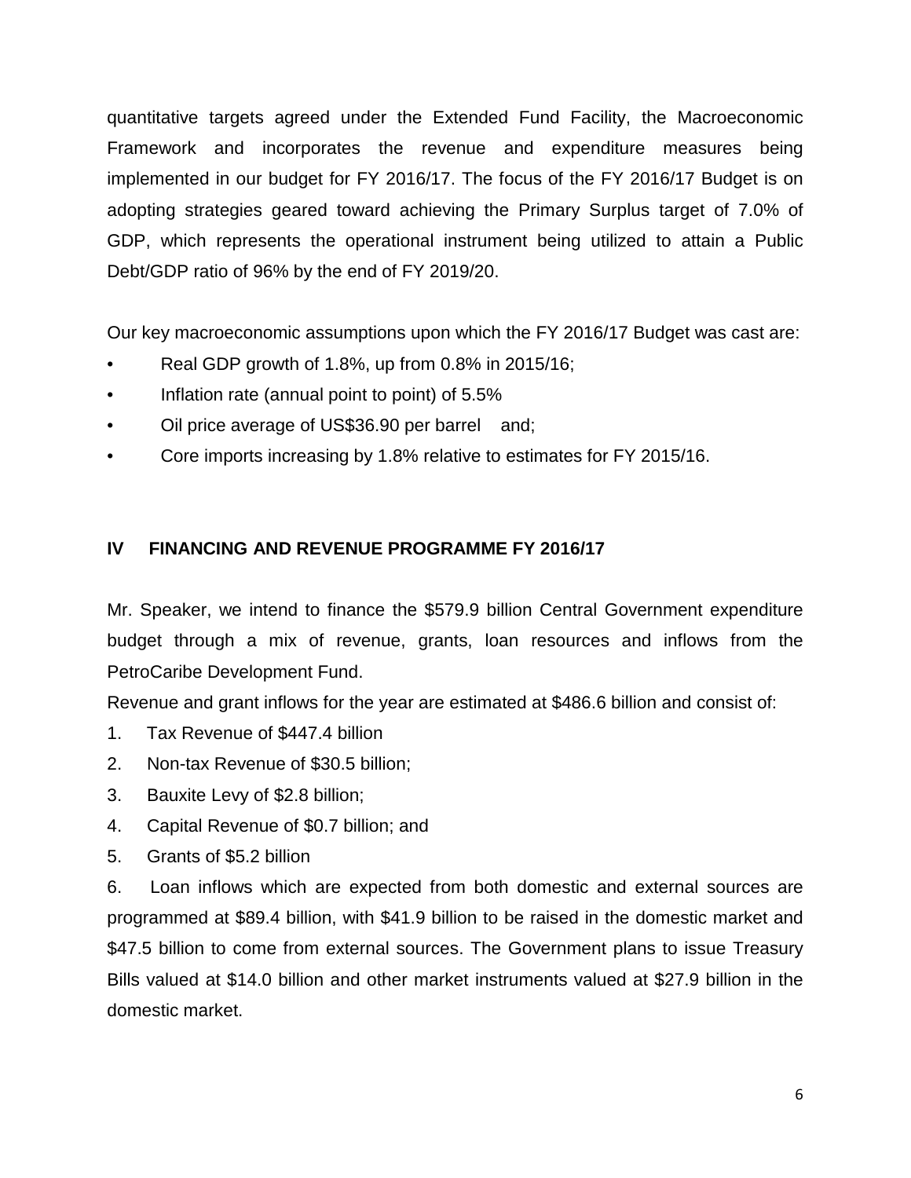quantitative targets agreed under the Extended Fund Facility, the Macroeconomic Framework and incorporates the revenue and expenditure measures being implemented in our budget for FY 2016/17. The focus of the FY 2016/17 Budget is on adopting strategies geared toward achieving the Primary Surplus target of 7.0% of GDP, which represents the operational instrument being utilized to attain a Public Debt/GDP ratio of 96% by the end of FY 2019/20.

Our key macroeconomic assumptions upon which the FY 2016/17 Budget was cast are:

- Real GDP growth of 1.8%, up from 0.8% in 2015/16;
- Inflation rate (annual point to point) of 5.5%
- Oil price average of US$36.90 per barrel and;
- Core imports increasing by 1.8% relative to estimates for FY 2015/16.

## IV FINANCING AND REVENUE PROGRAMME FY 2016/17

Mr. Speaker, we intend to finance the $579.9 billion Central Government expenditure budget through a mix of revenue, grants, loan resources and inflows from the PetroCaribe Development Fund.

Revenue and grant inflows for the year are estimated at $486.6 billion and consist of:

1. Tax Revenue of $447.4 billion
2. Non-tax Revenue of $30.5 billion;
3. Bauxite Levy of $2.8 billion;
4. Capital Revenue of $0.7 billion; and
5. Grants of $5.2 billion
6. Loan inflows which are expected from both domestic and external sources are programmed at $89.4 billion, with $41.9 billion to be raised in the domestic market and $47.5 billion to come from external sources. The Government plans to issue Treasury Bills valued at $14.0 billion and other market instruments valued at $27.9 billion in the domestic market.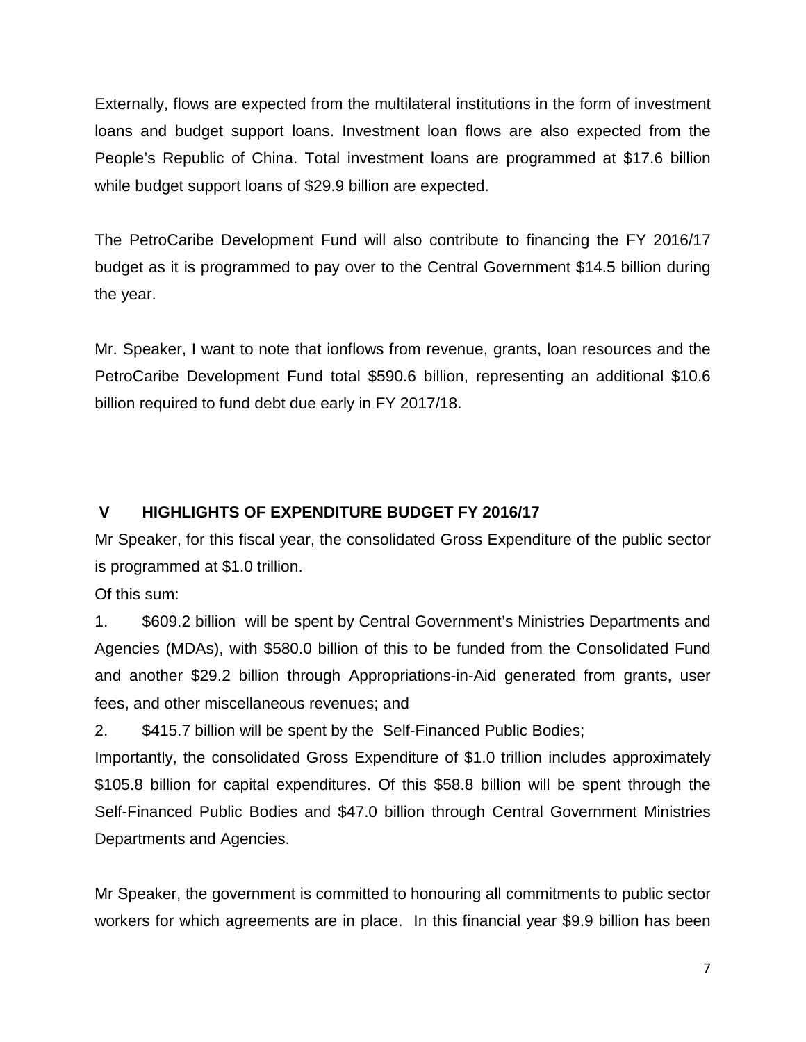Externally, flows are expected from the multilateral institutions in the form of investment loans and budget support loans. Investment loan flows are also expected from the People's Republic of China. Total investment loans are programmed at $17.6 billion while budget support loans of $29.9 billion are expected.

The PetroCaribe Development Fund will also contribute to financing the FY 2016/17 budget as it is programmed to pay over to the Central Government $14.5 billion during the year.

Mr. Speaker, I want to note that ionflows from revenue, grants, loan resources and the PetroCaribe Development Fund total $590.6 billion, representing an additional $10.6 billion required to fund debt due early in FY 2017/18.

## V HIGHLIGHTS OF EXPENDITURE BUDGET FY 2016/17

Mr Speaker, for this fiscal year, the consolidated Gross Expenditure of the public sector is programmed at $1.0 trillion.

Of this sum:

1. $609.2 billion will be spent by Central Government's Ministries Departments and Agencies (MDAs), with $580.0 billion of this to be funded from the Consolidated Fund and another $29.2 billion through Appropriations-in-Aid generated from grants, user fees, and other miscellaneous revenues; and
2. $415.7 billion will be spent by the Self-Financed Public Bodies;

Importantly, the consolidated Gross Expenditure of $1.0 trillion includes approximately $105.8 billion for capital expenditures. Of this $58.8 billion will be spent through the Self-Financed Public Bodies and $47.0 billion through Central Government Ministries Departments and Agencies.

Mr Speaker, the government is committed to honouring all commitments to public sector workers for which agreements are in place. In this financial year $9.9 billion has been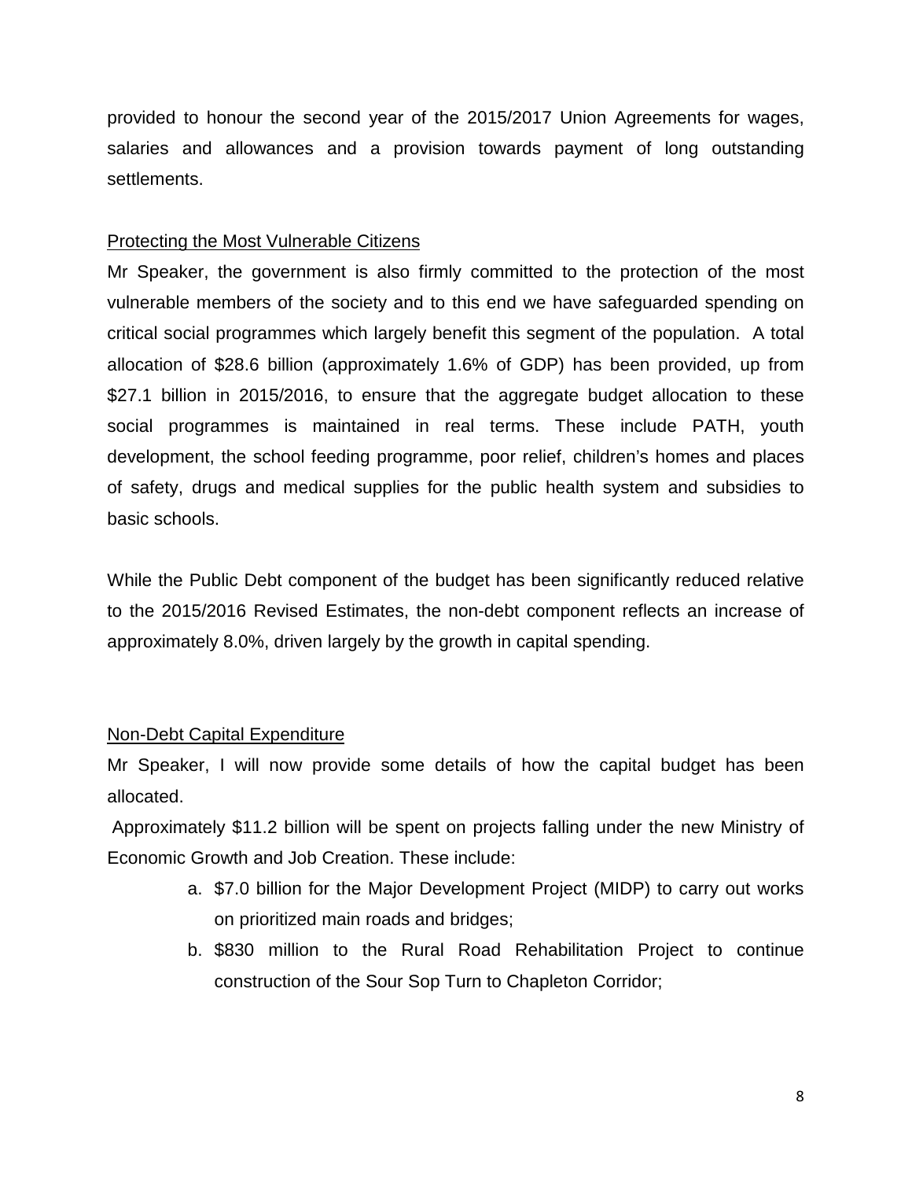provided to honour the second year of the 2015/2017 Union Agreements for wages, salaries and allowances and a provision towards payment of long outstanding settlements.

<u>Protecting the Most Vulnerable Citizens</u>

Mr Speaker, the government is also firmly committed to the protection of the most vulnerable members of the society and to this end we have safeguarded spending on critical social programmes which largely benefit this segment of the population. A total allocation of $28.6 billion (approximately 1.6% of GDP) has been provided, up from $27.1 billion in 2015/2016, to ensure that the aggregate budget allocation to these social programmes is maintained in real terms. These include PATH, youth development, the school feeding programme, poor relief, children's homes and places of safety, drugs and medical supplies for the public health system and subsidies to basic schools.

While the Public Debt component of the budget has been significantly reduced relative to the 2015/2016 Revised Estimates, the non-debt component reflects an increase of approximately 8.0%, driven largely by the growth in capital spending.

<u>Non-Debt Capital Expenditure</u>

Mr Speaker, I will now provide some details of how the capital budget has been allocated.

Approximately $11.2 billion will be spent on projects falling under the new Ministry of Economic Growth and Job Creation. These include:

a. $7.0 billion for the Major Development Project (MIDP) to carry out works on prioritized main roads and bridges;
b. $830 million to the Rural Road Rehabilitation Project to continue construction of the Sour Sop Turn to Chapleton Corridor;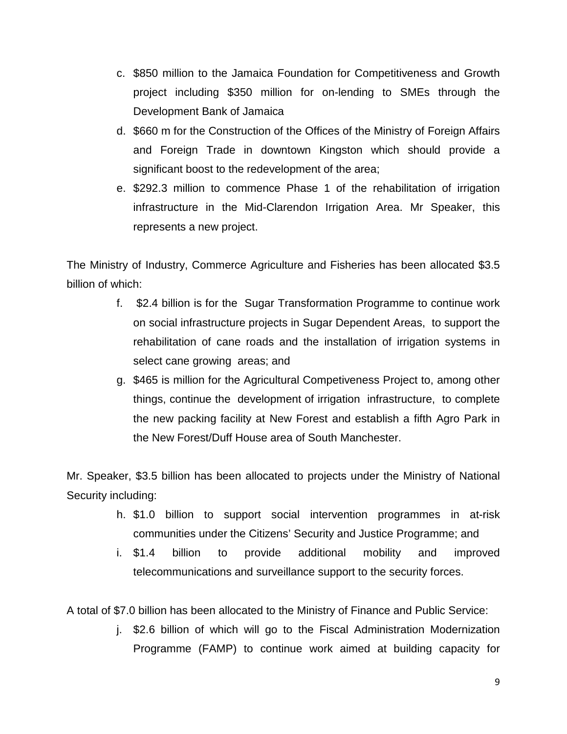c. $850 million to the Jamaica Foundation for Competitiveness and Growth project including $350 million for on-lending to SMEs through the Development Bank of Jamaica
d. $660 m for the Construction of the Offices of the Ministry of Foreign Affairs and Foreign Trade in downtown Kingston which should provide a significant boost to the redevelopment of the area;
e. $292.3 million to commence Phase 1 of the rehabilitation of irrigation infrastructure in the Mid-Clarendon Irrigation Area. Mr Speaker, this represents a new project.

The Ministry of Industry, Commerce Agriculture and Fisheries has been allocated $3.5 billion of which:

f. $2.4 billion is for the Sugar Transformation Programme to continue work on social infrastructure projects in Sugar Dependent Areas, to support the rehabilitation of cane roads and the installation of irrigation systems in select cane growing areas; and
g. $465 is million for the Agricultural Competiveness Project to, among other things, continue the development of irrigation infrastructure, to complete the new packing facility at New Forest and establish a fifth Agro Park in the New Forest/Duff House area of South Manchester.

Mr. Speaker, $3.5 billion has been allocated to projects under the Ministry of National Security including:

h. $1.0 billion to support social intervention programmes in at-risk communities under the Citizens' Security and Justice Programme; and
i. $1.4 billion to provide additional mobility and improved telecommunications and surveillance support to the security forces.

A total of $7.0 billion has been allocated to the Ministry of Finance and Public Service:

j. $2.6 billion of which will go to the Fiscal Administration Modernization Programme (FAMP) to continue work aimed at building capacity for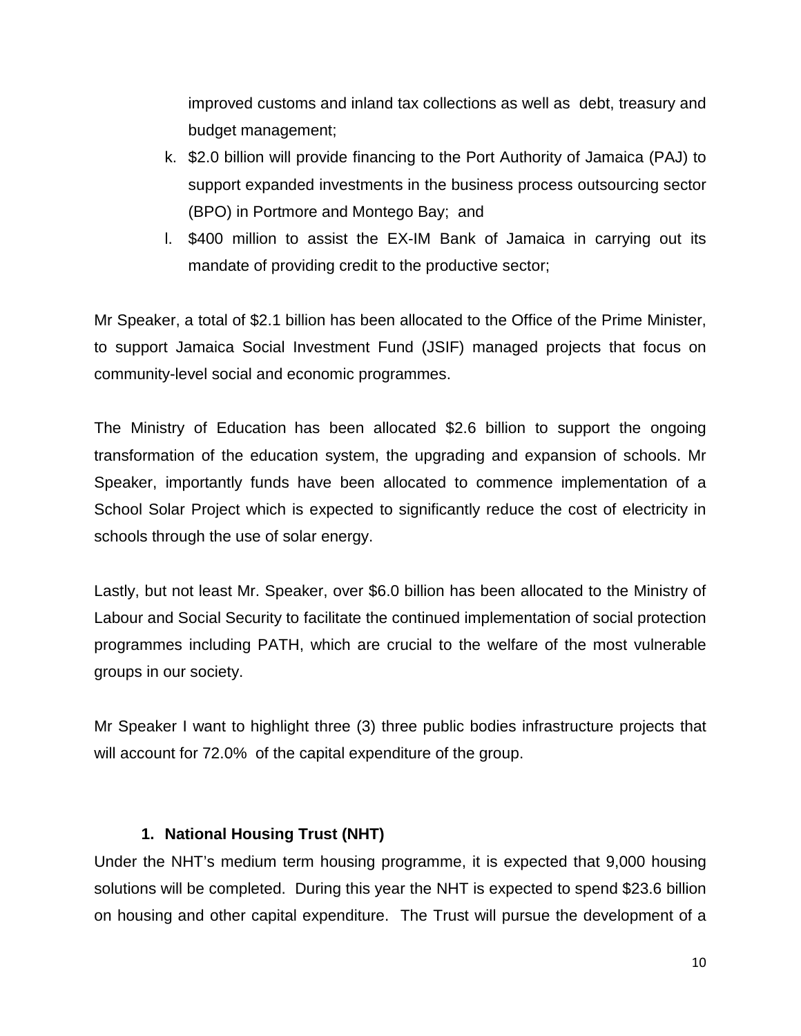improved customs and inland tax collections as well as debt, treasury and budget management;

k. $2.0 billion will provide financing to the Port Authority of Jamaica (PAJ) to support expanded investments in the business process outsourcing sector (BPO) in Portmore and Montego Bay; and

l. $400 million to assist the EX-IM Bank of Jamaica in carrying out its mandate of providing credit to the productive sector;

Mr Speaker, a total of $2.1 billion has been allocated to the Office of the Prime Minister, to support Jamaica Social Investment Fund (JSIF) managed projects that focus on community-level social and economic programmes.

The Ministry of Education has been allocated $2.6 billion to support the ongoing transformation of the education system, the upgrading and expansion of schools. Mr Speaker, importantly funds have been allocated to commence implementation of a School Solar Project which is expected to significantly reduce the cost of electricity in schools through the use of solar energy.

Lastly, but not least Mr. Speaker, over $6.0 billion has been allocated to the Ministry of Labour and Social Security to facilitate the continued implementation of social protection programmes including PATH, which are crucial to the welfare of the most vulnerable groups in our society.

Mr Speaker I want to highlight three (3) three public bodies infrastructure projects that will account for 72.0% of the capital expenditure of the group.

1. **National Housing Trust (NHT)**

Under the NHT's medium term housing programme, it is expected that 9,000 housing solutions will be completed. During this year the NHT is expected to spend $23.6 billion on housing and other capital expenditure. The Trust will pursue the development of a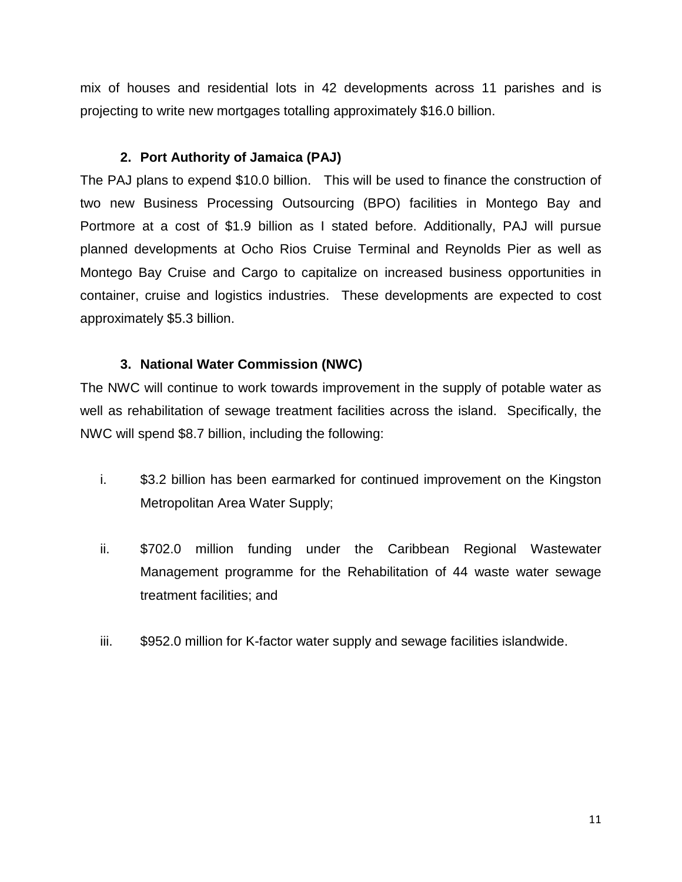mix of houses and residential lots in 42 developments across 11 parishes and is projecting to write new mortgages totalling approximately $16.0 billion.

2. **Port Authority of Jamaica (PAJ)**

The PAJ plans to expend $10.0 billion. This will be used to finance the construction of two new Business Processing Outsourcing (BPO) facilities in Montego Bay and Portmore at a cost of $1.9 billion as I stated before. Additionally, PAJ will pursue planned developments at Ocho Rios Cruise Terminal and Reynolds Pier as well as Montego Bay Cruise and Cargo to capitalize on increased business opportunities in container, cruise and logistics industries. These developments are expected to cost approximately $5.3 billion.

3. **National Water Commission (NWC)**

The NWC will continue to work towards improvement in the supply of potable water as well as rehabilitation of sewage treatment facilities across the island. Specifically, the NWC will spend $8.7 billion, including the following:

i. $3.2 billion has been earmarked for continued improvement on the Kingston Metropolitan Area Water Supply;

ii. $702.0 million funding under the Caribbean Regional Wastewater Management programme for the Rehabilitation of 44 waste water sewage treatment facilities; and

iii. $952.0 million for K-factor water supply and sewage facilities islandwide.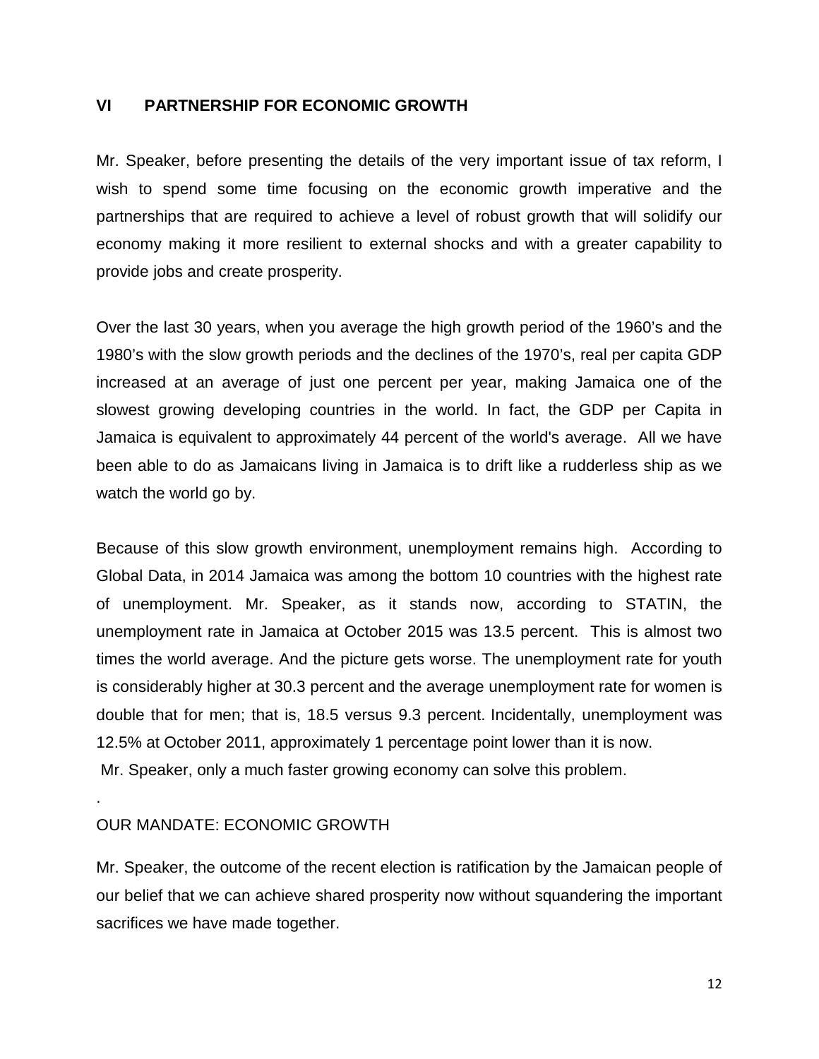## VI PARTNERSHIP FOR ECONOMIC GROWTH

Mr. Speaker, before presenting the details of the very important issue of tax reform, I wish to spend some time focusing on the economic growth imperative and the partnerships that are required to achieve a level of robust growth that will solidify our economy making it more resilient to external shocks and with a greater capability to provide jobs and create prosperity.

Over the last 30 years, when you average the high growth period of the 1960's and the 1980's with the slow growth periods and the declines of the 1970's, real per capita GDP increased at an average of just one percent per year, making Jamaica one of the slowest growing developing countries in the world. In fact, the GDP per Capita in Jamaica is equivalent to approximately 44 percent of the world's average. All we have been able to do as Jamaicans living in Jamaica is to drift like a rudderless ship as we watch the world go by.

Because of this slow growth environment, unemployment remains high. According to Global Data, in 2014 Jamaica was among the bottom 10 countries with the highest rate of unemployment. Mr. Speaker, as it stands now, according to STATIN, the unemployment rate in Jamaica at October 2015 was 13.5 percent. This is almost two times the world average. And the picture gets worse. The unemployment rate for youth is considerably higher at 30.3 percent and the average unemployment rate for women is double that for men; that is, 18.5 versus 9.3 percent. Incidentally, unemployment was 12.5% at October 2011, approximately 1 percentage point lower than it is now.

Mr. Speaker, only a much faster growing economy can solve this problem.

.

OUR MANDATE: ECONOMIC GROWTH

Mr. Speaker, the outcome of the recent election is ratification by the Jamaican people of our belief that we can achieve shared prosperity now without squandering the important sacrifices we have made together.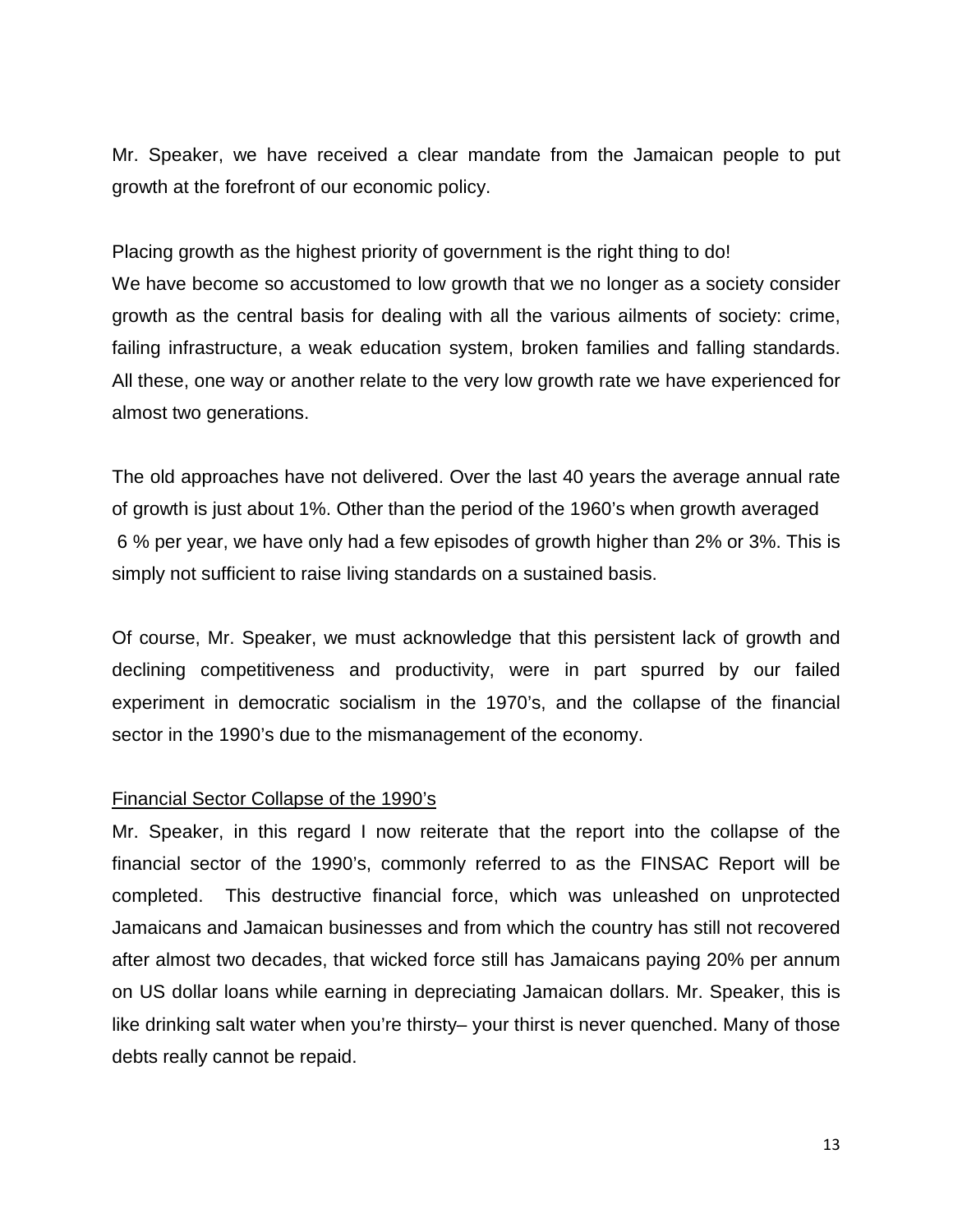Mr. Speaker, we have received a clear mandate from the Jamaican people to put growth at the forefront of our economic policy.

Placing growth as the highest priority of government is the right thing to do!
We have become so accustomed to low growth that we no longer as a society consider growth as the central basis for dealing with all the various ailments of society: crime, failing infrastructure, a weak education system, broken families and falling standards. All these, one way or another relate to the very low growth rate we have experienced for almost two generations.

The old approaches have not delivered. Over the last 40 years the average annual rate of growth is just about 1%. Other than the period of the 1960's when growth averaged 6 % per year, we have only had a few episodes of growth higher than 2% or 3%. This is simply not sufficient to raise living standards on a sustained basis.

Of course, Mr. Speaker, we must acknowledge that this persistent lack of growth and declining competitiveness and productivity, were in part spurred by our failed experiment in democratic socialism in the 1970's, and the collapse of the financial sector in the 1990's due to the mismanagement of the economy.

<u>Financial Sector Collapse of the 1990's</u>

Mr. Speaker, in this regard I now reiterate that the report into the collapse of the financial sector of the 1990's, commonly referred to as the FINSAC Report will be completed. This destructive financial force, which was unleashed on unprotected Jamaicans and Jamaican businesses and from which the country has still not recovered after almost two decades, that wicked force still has Jamaicans paying 20% per annum on US dollar loans while earning in depreciating Jamaican dollars. Mr. Speaker, this is like drinking salt water when you're thirsty– your thirst is never quenched. Many of those debts really cannot be repaid.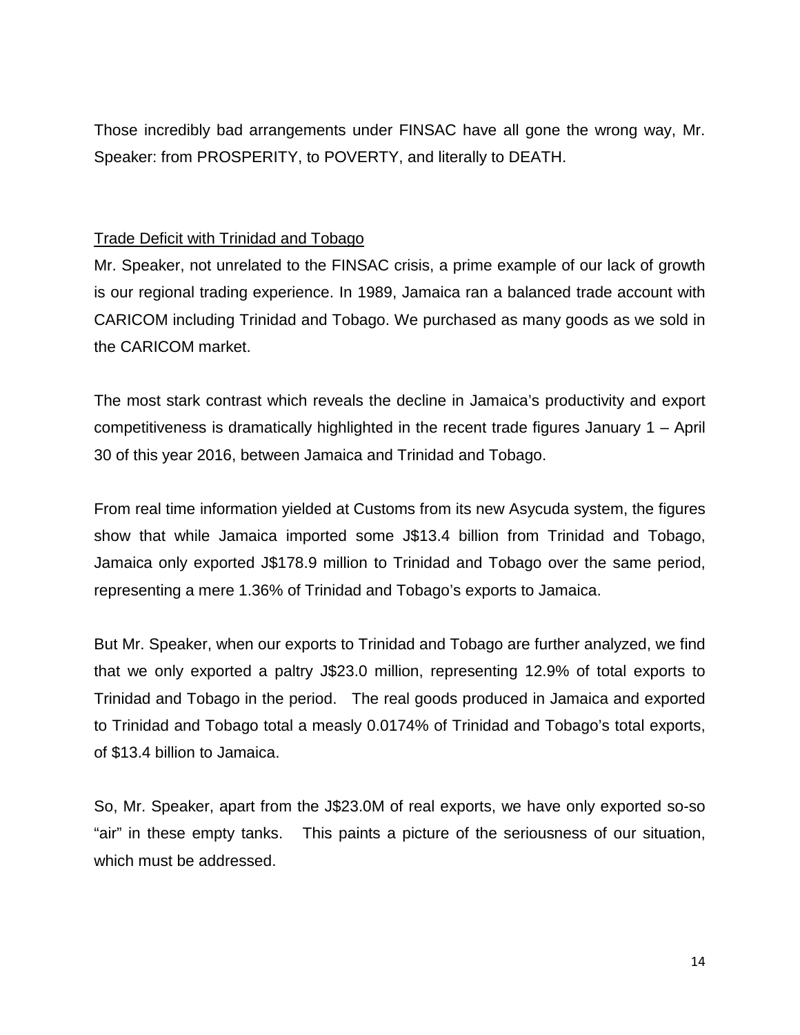Those incredibly bad arrangements under FINSAC have all gone the wrong way, Mr. Speaker: from PROSPERITY, to POVERTY, and literally to DEATH.

<u>Trade Deficit with Trinidad and Tobago</u>

Mr. Speaker, not unrelated to the FINSAC crisis, a prime example of our lack of growth is our regional trading experience. In 1989, Jamaica ran a balanced trade account with CARICOM including Trinidad and Tobago. We purchased as many goods as we sold in the CARICOM market.

The most stark contrast which reveals the decline in Jamaica's productivity and export competitiveness is dramatically highlighted in the recent trade figures January 1 – April 30 of this year 2016, between Jamaica and Trinidad and Tobago.

From real time information yielded at Customs from its new Asycuda system, the figures show that while Jamaica imported some J$13.4 billion from Trinidad and Tobago, Jamaica only exported J$178.9 million to Trinidad and Tobago over the same period, representing a mere 1.36% of Trinidad and Tobago's exports to Jamaica.

But Mr. Speaker, when our exports to Trinidad and Tobago are further analyzed, we find that we only exported a paltry J$23.0 million, representing 12.9% of total exports to Trinidad and Tobago in the period. The real goods produced in Jamaica and exported to Trinidad and Tobago total a measly 0.0174% of Trinidad and Tobago's total exports, of $13.4 billion to Jamaica.

So, Mr. Speaker, apart from the J$23.0M of real exports, we have only exported so-so "air" in these empty tanks. This paints a picture of the seriousness of our situation, which must be addressed.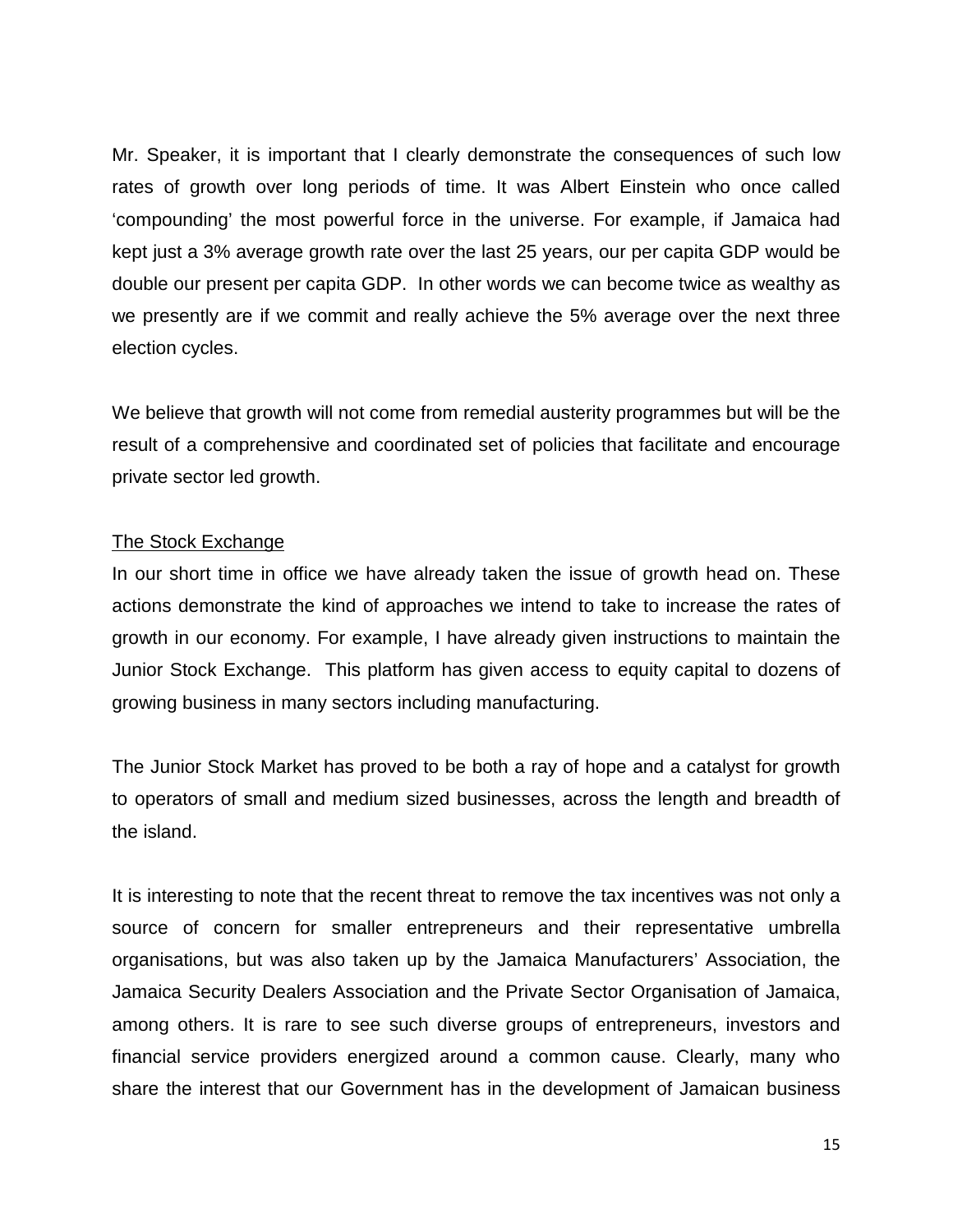Mr. Speaker, it is important that I clearly demonstrate the consequences of such low rates of growth over long periods of time. It was Albert Einstein who once called 'compounding' the most powerful force in the universe. For example, if Jamaica had kept just a 3% average growth rate over the last 25 years, our per capita GDP would be double our present per capita GDP. In other words we can become twice as wealthy as we presently are if we commit and really achieve the 5% average over the next three election cycles.

We believe that growth will not come from remedial austerity programmes but will be the result of a comprehensive and coordinated set of policies that facilitate and encourage private sector led growth.

<u>The Stock Exchange</u>

In our short time in office we have already taken the issue of growth head on. These actions demonstrate the kind of approaches we intend to take to increase the rates of growth in our economy. For example, I have already given instructions to maintain the Junior Stock Exchange. This platform has given access to equity capital to dozens of growing business in many sectors including manufacturing.

The Junior Stock Market has proved to be both a ray of hope and a catalyst for growth to operators of small and medium sized businesses, across the length and breadth of the island.

It is interesting to note that the recent threat to remove the tax incentives was not only a source of concern for smaller entrepreneurs and their representative umbrella organisations, but was also taken up by the Jamaica Manufacturers' Association, the Jamaica Security Dealers Association and the Private Sector Organisation of Jamaica, among others. It is rare to see such diverse groups of entrepreneurs, investors and financial service providers energized around a common cause. Clearly, many who share the interest that our Government has in the development of Jamaican business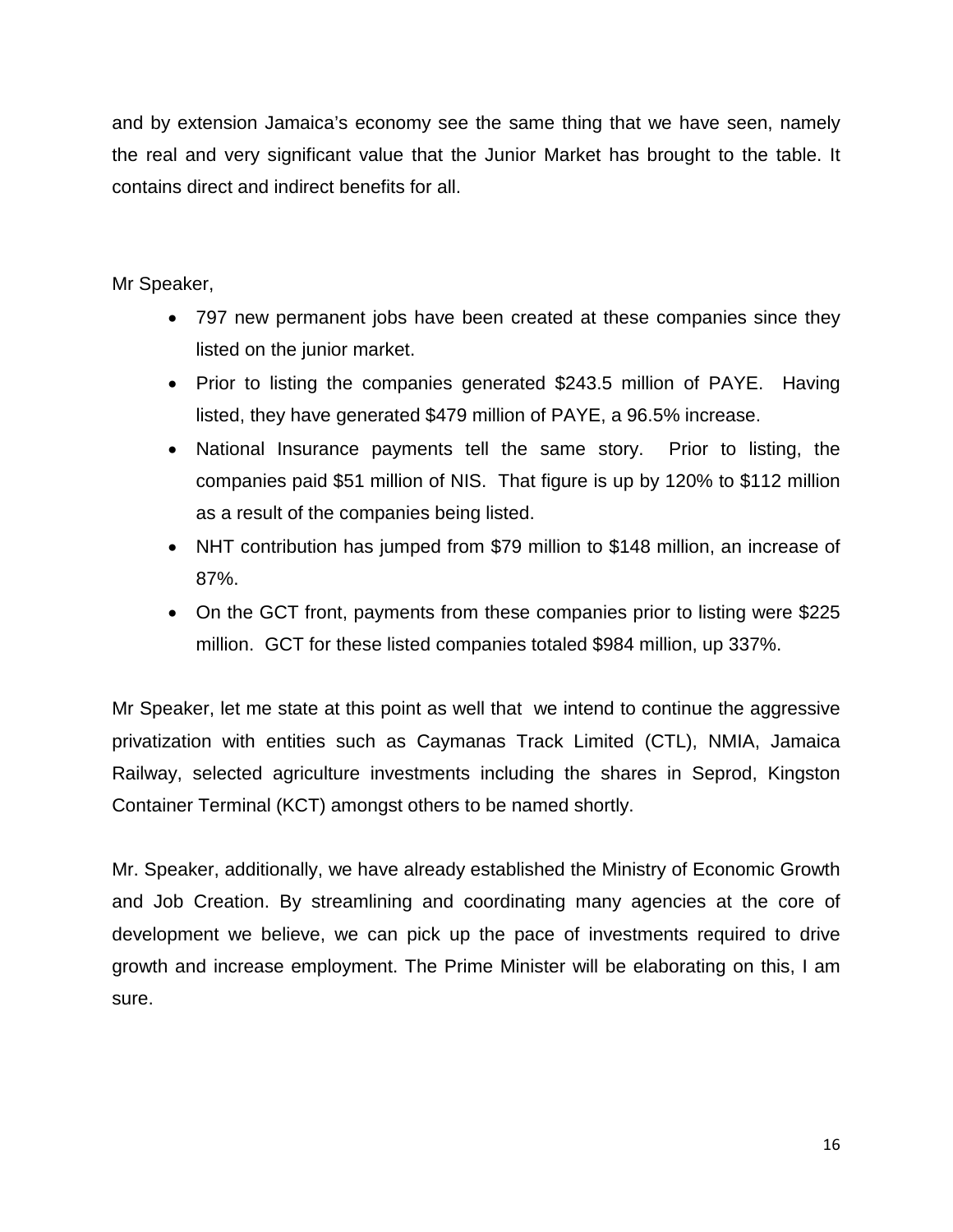and by extension Jamaica's economy see the same thing that we have seen, namely the real and very significant value that the Junior Market has brought to the table. It contains direct and indirect benefits for all.

Mr Speaker,

- 797 new permanent jobs have been created at these companies since they listed on the junior market.
- Prior to listing the companies generated $243.5 million of PAYE. Having listed, they have generated $479 million of PAYE, a 96.5% increase.
- National Insurance payments tell the same story. Prior to listing, the companies paid $51 million of NIS. That figure is up by 120% to $112 million as a result of the companies being listed.
- NHT contribution has jumped from $79 million to $148 million, an increase of 87%.
- On the GCT front, payments from these companies prior to listing were $225 million. GCT for these listed companies totaled $984 million, up 337%.

Mr Speaker, let me state at this point as well that we intend to continue the aggressive privatization with entities such as Caymanas Track Limited (CTL), NMIA, Jamaica Railway, selected agriculture investments including the shares in Seprod, Kingston Container Terminal (KCT) amongst others to be named shortly.

Mr. Speaker, additionally, we have already established the Ministry of Economic Growth and Job Creation. By streamlining and coordinating many agencies at the core of development we believe, we can pick up the pace of investments required to drive growth and increase employment. The Prime Minister will be elaborating on this, I am sure.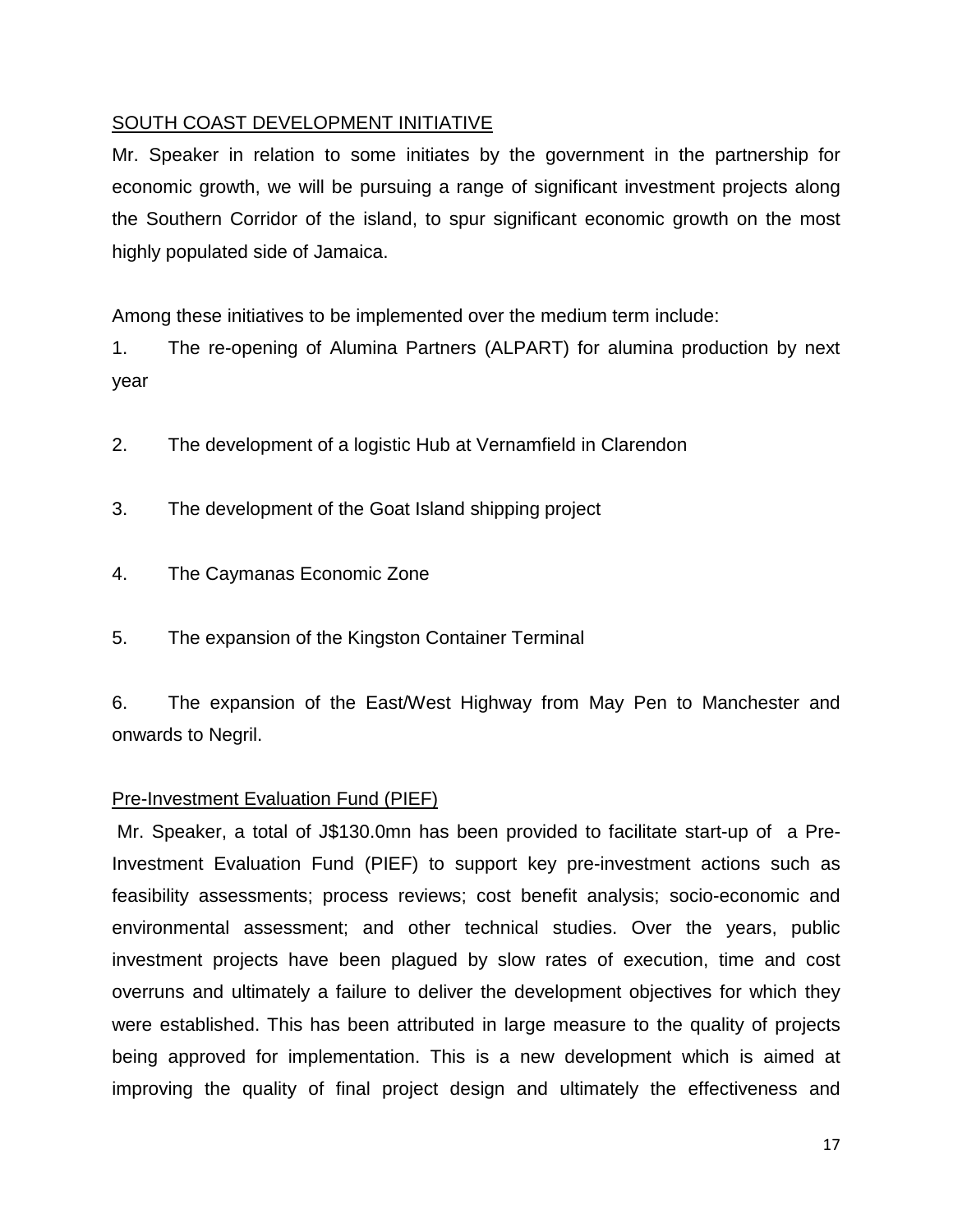SOUTH COAST DEVELOPMENT INITIATIVE

Mr. Speaker in relation to some initiates by the government in the partnership for economic growth, we will be pursuing a range of significant investment projects along the Southern Corridor of the island, to spur significant economic growth on the most highly populated side of Jamaica.

Among these initiatives to be implemented over the medium term include:

1. The re-opening of Alumina Partners (ALPART) for alumina production by next year

2. The development of a logistic Hub at Vernamfield in Clarendon

3. The development of the Goat Island shipping project

4. The Caymanas Economic Zone

5. The expansion of the Kingston Container Terminal

6. The expansion of the East/West Highway from May Pen to Manchester and onwards to Negril.

Pre-Investment Evaluation Fund (PIEF)

Mr. Speaker, a total of J$130.0mn has been provided to facilitate start-up of a Pre-Investment Evaluation Fund (PIEF) to support key pre-investment actions such as feasibility assessments; process reviews; cost benefit analysis; socio-economic and environmental assessment; and other technical studies. Over the years, public investment projects have been plagued by slow rates of execution, time and cost overruns and ultimately a failure to deliver the development objectives for which they were established. This has been attributed in large measure to the quality of projects being approved for implementation. This is a new development which is aimed at improving the quality of final project design and ultimately the effectiveness and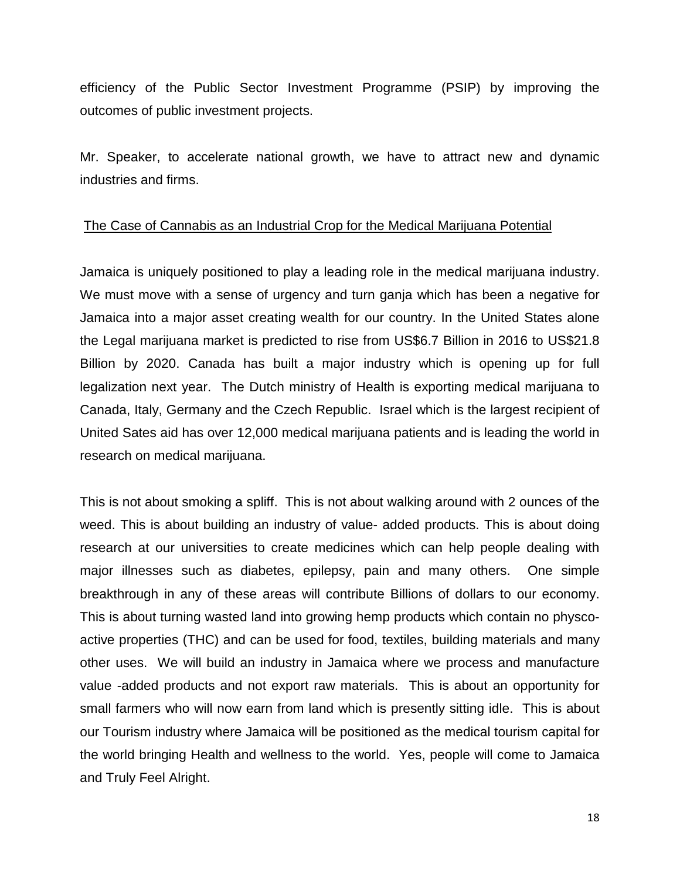efficiency of the Public Sector Investment Programme (PSIP) by improving the outcomes of public investment projects.

Mr. Speaker, to accelerate national growth, we have to attract new and dynamic industries and firms.

## The Case of Cannabis as an Industrial Crop for the Medical Marijuana Potential

Jamaica is uniquely positioned to play a leading role in the medical marijuana industry. We must move with a sense of urgency and turn ganja which has been a negative for Jamaica into a major asset creating wealth for our country. In the United States alone the Legal marijuana market is predicted to rise from US$6.7 Billion in 2016 to US$21.8 Billion by 2020. Canada has built a major industry which is opening up for full legalization next year. The Dutch ministry of Health is exporting medical marijuana to Canada, Italy, Germany and the Czech Republic. Israel which is the largest recipient of United Sates aid has over 12,000 medical marijuana patients and is leading the world in research on medical marijuana.

This is not about smoking a spliff. This is not about walking around with 2 ounces of the weed. This is about building an industry of value- added products. This is about doing research at our universities to create medicines which can help people dealing with major illnesses such as diabetes, epilepsy, pain and many others. One simple breakthrough in any of these areas will contribute Billions of dollars to our economy. This is about turning wasted land into growing hemp products which contain no physco-active properties (THC) and can be used for food, textiles, building materials and many other uses. We will build an industry in Jamaica where we process and manufacture value -added products and not export raw materials. This is about an opportunity for small farmers who will now earn from land which is presently sitting idle. This is about our Tourism industry where Jamaica will be positioned as the medical tourism capital for the world bringing Health and wellness to the world. Yes, people will come to Jamaica and Truly Feel Alright.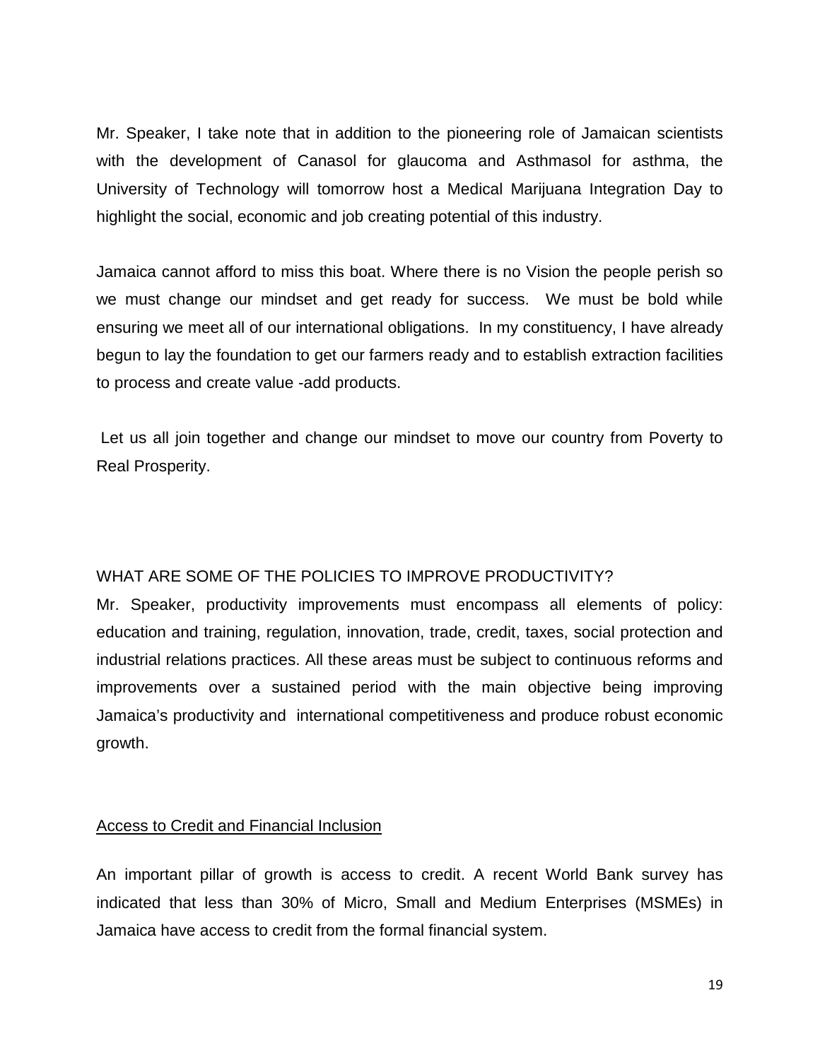Mr. Speaker, I take note that in addition to the pioneering role of Jamaican scientists with the development of Canasol for glaucoma and Asthmasol for asthma, the University of Technology will tomorrow host a Medical Marijuana Integration Day to highlight the social, economic and job creating potential of this industry.

Jamaica cannot afford to miss this boat. Where there is no Vision the people perish so we must change our mindset and get ready for success. We must be bold while ensuring we meet all of our international obligations. In my constituency, I have already begun to lay the foundation to get our farmers ready and to establish extraction facilities to process and create value -add products.

Let us all join together and change our mindset to move our country from Poverty to Real Prosperity.

## WHAT ARE SOME OF THE POLICIES TO IMPROVE PRODUCTIVITY?

Mr. Speaker, productivity improvements must encompass all elements of policy: education and training, regulation, innovation, trade, credit, taxes, social protection and industrial relations practices. All these areas must be subject to continuous reforms and improvements over a sustained period with the main objective being improving Jamaica's productivity and international competitiveness and produce robust economic growth.

### Access to Credit and Financial Inclusion

An important pillar of growth is access to credit. A recent World Bank survey has indicated that less than 30% of Micro, Small and Medium Enterprises (MSMEs) in Jamaica have access to credit from the formal financial system.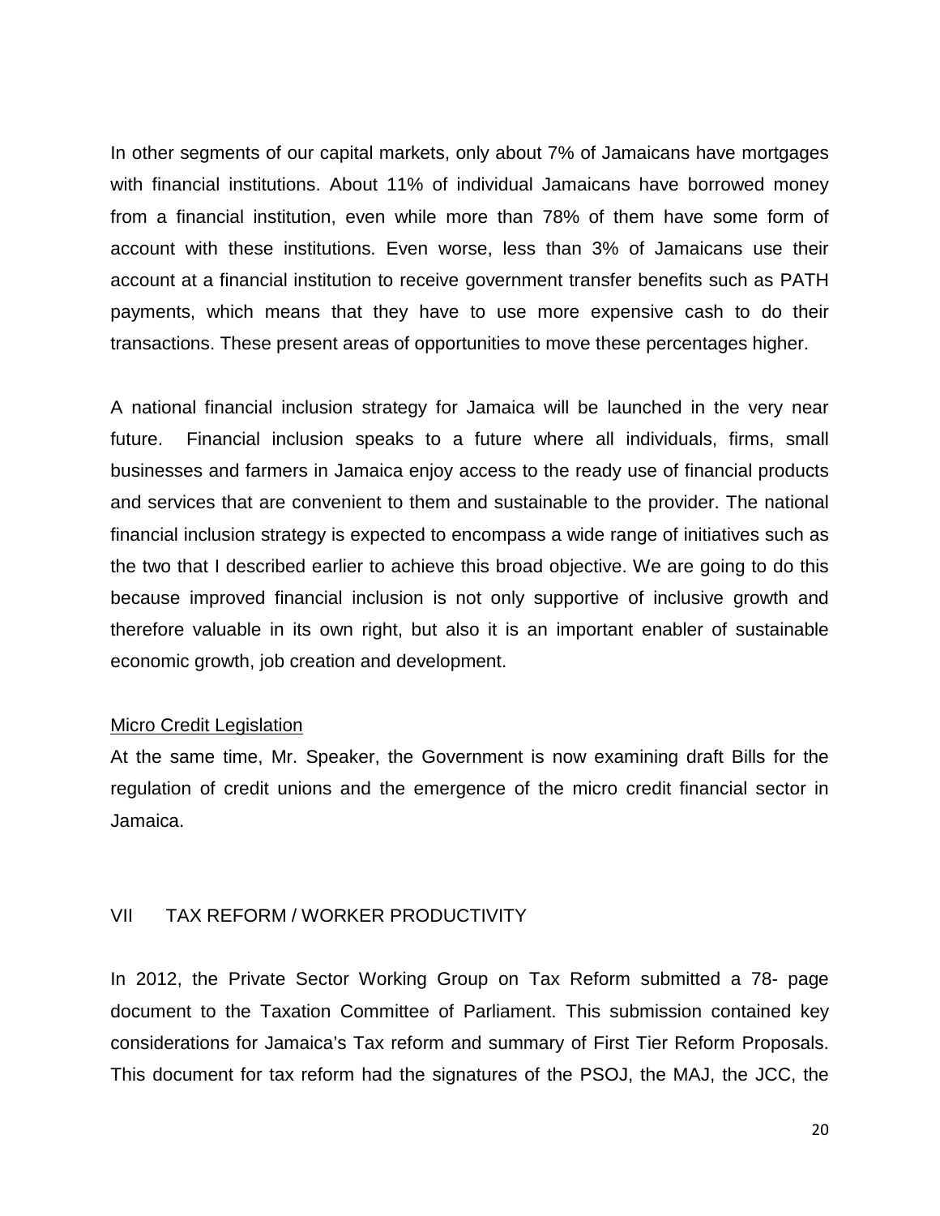In other segments of our capital markets, only about 7% of Jamaicans have mortgages with financial institutions. About 11% of individual Jamaicans have borrowed money from a financial institution, even while more than 78% of them have some form of account with these institutions. Even worse, less than 3% of Jamaicans use their account at a financial institution to receive government transfer benefits such as PATH payments, which means that they have to use more expensive cash to do their transactions. These present areas of opportunities to move these percentages higher.

A national financial inclusion strategy for Jamaica will be launched in the very near future. Financial inclusion speaks to a future where all individuals, firms, small businesses and farmers in Jamaica enjoy access to the ready use of financial products and services that are convenient to them and sustainable to the provider. The national financial inclusion strategy is expected to encompass a wide range of initiatives such as the two that I described earlier to achieve this broad objective. We are going to do this because improved financial inclusion is not only supportive of inclusive growth and therefore valuable in its own right, but also it is an important enabler of sustainable economic growth, job creation and development.

<u>Micro Credit Legislation</u>

At the same time, Mr. Speaker, the Government is now examining draft Bills for the regulation of credit unions and the emergence of the micro credit financial sector in Jamaica.

## VII TAX REFORM / WORKER PRODUCTIVITY

In 2012, the Private Sector Working Group on Tax Reform submitted a 78- page document to the Taxation Committee of Parliament. This submission contained key considerations for Jamaica's Tax reform and summary of First Tier Reform Proposals. This document for tax reform had the signatures of the PSOJ, the MAJ, the JCC, the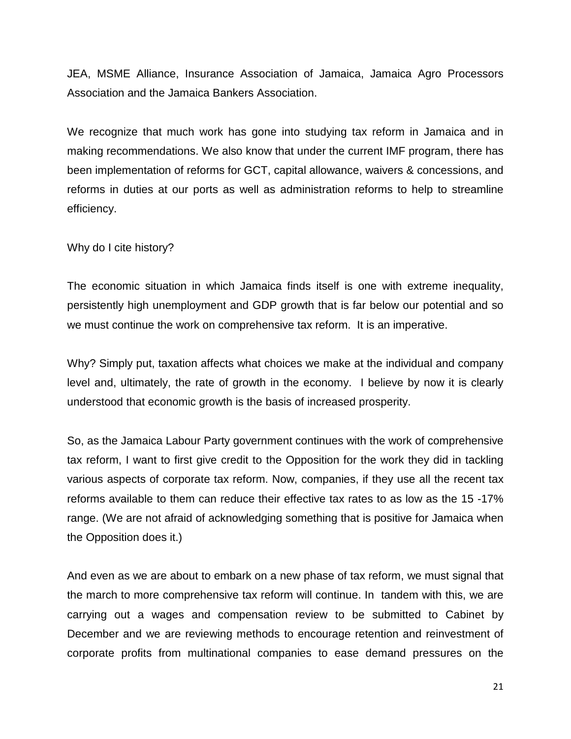JEA, MSME Alliance, Insurance Association of Jamaica, Jamaica Agro Processors Association and the Jamaica Bankers Association.

We recognize that much work has gone into studying tax reform in Jamaica and in making recommendations. We also know that under the current IMF program, there has been implementation of reforms for GCT, capital allowance, waivers & concessions, and reforms in duties at our ports as well as administration reforms to help to streamline efficiency.

Why do I cite history?

The economic situation in which Jamaica finds itself is one with extreme inequality, persistently high unemployment and GDP growth that is far below our potential and so we must continue the work on comprehensive tax reform. It is an imperative.

Why? Simply put, taxation affects what choices we make at the individual and company level and, ultimately, the rate of growth in the economy. I believe by now it is clearly understood that economic growth is the basis of increased prosperity.

So, as the Jamaica Labour Party government continues with the work of comprehensive tax reform, I want to first give credit to the Opposition for the work they did in tackling various aspects of corporate tax reform. Now, companies, if they use all the recent tax reforms available to them can reduce their effective tax rates to as low as the 15 -17% range. (We are not afraid of acknowledging something that is positive for Jamaica when the Opposition does it.)

And even as we are about to embark on a new phase of tax reform, we must signal that the march to more comprehensive tax reform will continue. In tandem with this, we are carrying out a wages and compensation review to be submitted to Cabinet by December and we are reviewing methods to encourage retention and reinvestment of corporate profits from multinational companies to ease demand pressures on the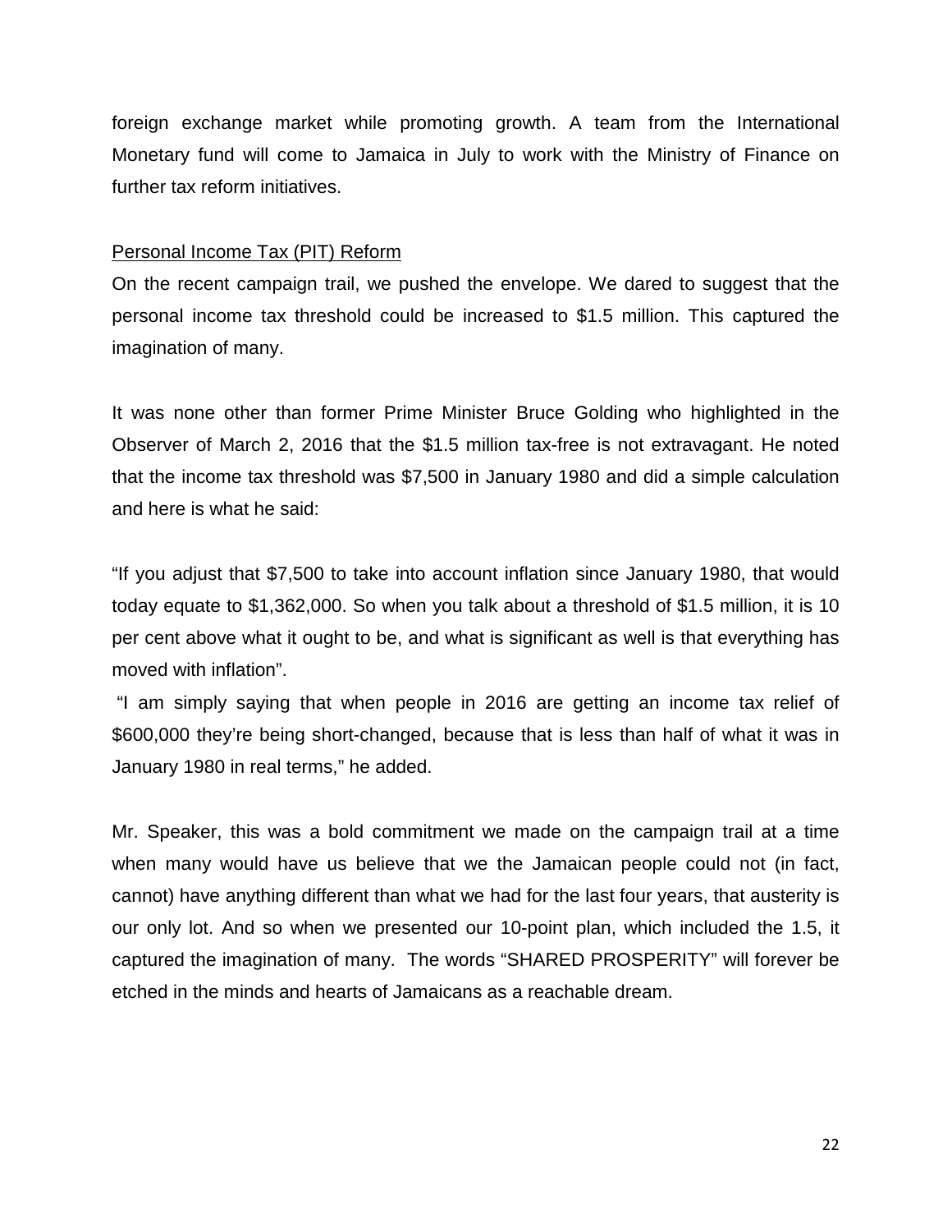foreign exchange market while promoting growth. A team from the International Monetary fund will come to Jamaica in July to work with the Ministry of Finance on further tax reform initiatives.

## Personal Income Tax (PIT) Reform

On the recent campaign trail, we pushed the envelope. We dared to suggest that the personal income tax threshold could be increased to $1.5 million. This captured the imagination of many.

It was none other than former Prime Minister Bruce Golding who highlighted in the Observer of March 2, 2016 that the $1.5 million tax-free is not extravagant. He noted that the income tax threshold was $7,500 in January 1980 and did a simple calculation and here is what he said:

"If you adjust that $7,500 to take into account inflation since January 1980, that would today equate to $1,362,000. So when you talk about a threshold of $1.5 million, it is 10 per cent above what it ought to be, and what is significant as well is that everything has moved with inflation".

"I am simply saying that when people in 2016 are getting an income tax relief of $600,000 they're being short-changed, because that is less than half of what it was in January 1980 in real terms," he added.

Mr. Speaker, this was a bold commitment we made on the campaign trail at a time when many would have us believe that we the Jamaican people could not (in fact, cannot) have anything different than what we had for the last four years, that austerity is our only lot. And so when we presented our 10-point plan, which included the 1.5, it captured the imagination of many. The words "SHARED PROSPERITY" will forever be etched in the minds and hearts of Jamaicans as a reachable dream.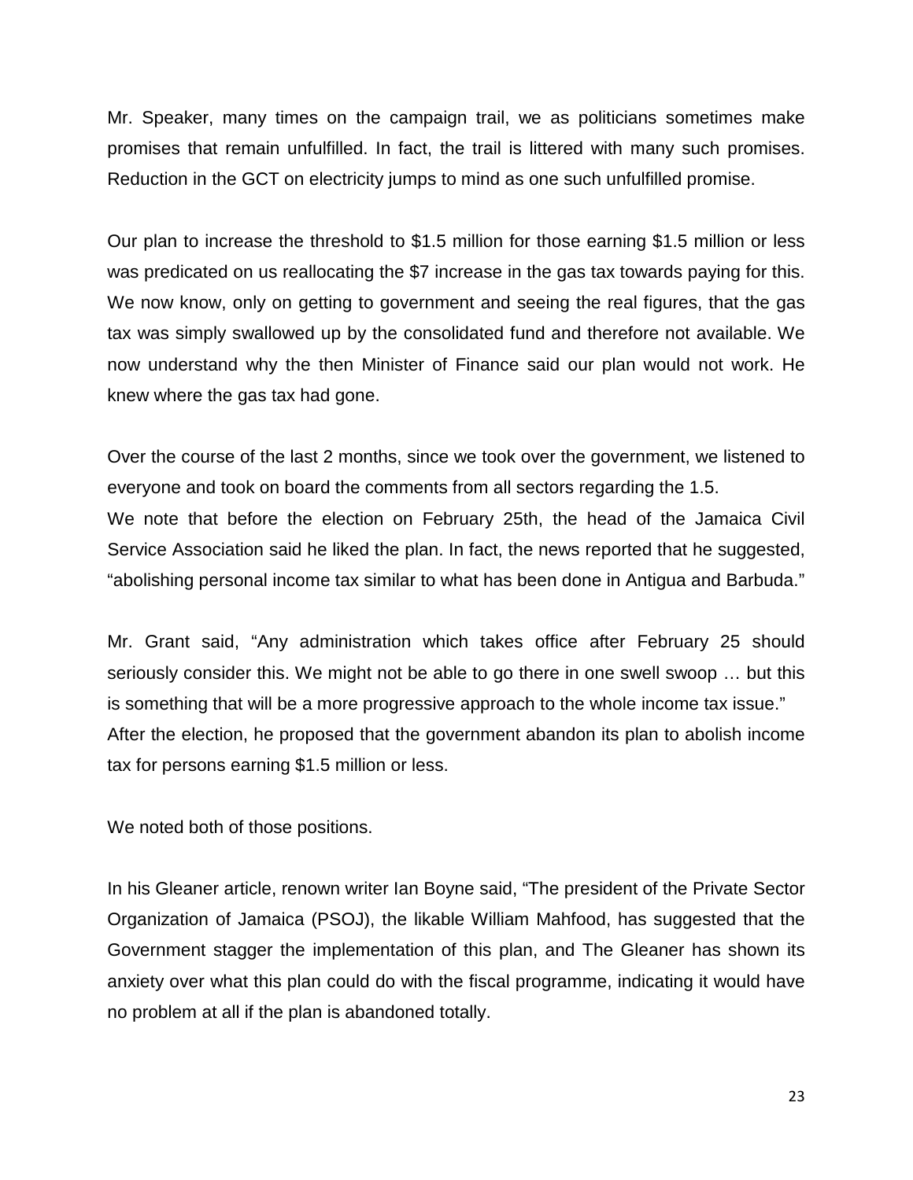Mr. Speaker, many times on the campaign trail, we as politicians sometimes make promises that remain unfulfilled. In fact, the trail is littered with many such promises. Reduction in the GCT on electricity jumps to mind as one such unfulfilled promise.

Our plan to increase the threshold to $1.5 million for those earning $1.5 million or less was predicated on us reallocating the $7 increase in the gas tax towards paying for this. We now know, only on getting to government and seeing the real figures, that the gas tax was simply swallowed up by the consolidated fund and therefore not available. We now understand why the then Minister of Finance said our plan would not work. He knew where the gas tax had gone.

Over the course of the last 2 months, since we took over the government, we listened to everyone and took on board the comments from all sectors regarding the 1.5.
We note that before the election on February 25th, the head of the Jamaica Civil Service Association said he liked the plan. In fact, the news reported that he suggested, “abolishing personal income tax similar to what has been done in Antigua and Barbuda.”

Mr. Grant said, “Any administration which takes office after February 25 should seriously consider this. We might not be able to go there in one swell swoop … but this is something that will be a more progressive approach to the whole income tax issue.”
After the election, he proposed that the government abandon its plan to abolish income tax for persons earning $1.5 million or less.

We noted both of those positions.

In his Gleaner article, renown writer Ian Boyne said, “The president of the Private Sector Organization of Jamaica (PSOJ), the likable William Mahfood, has suggested that the Government stagger the implementation of this plan, and The Gleaner has shown its anxiety over what this plan could do with the fiscal programme, indicating it would have no problem at all if the plan is abandoned totally.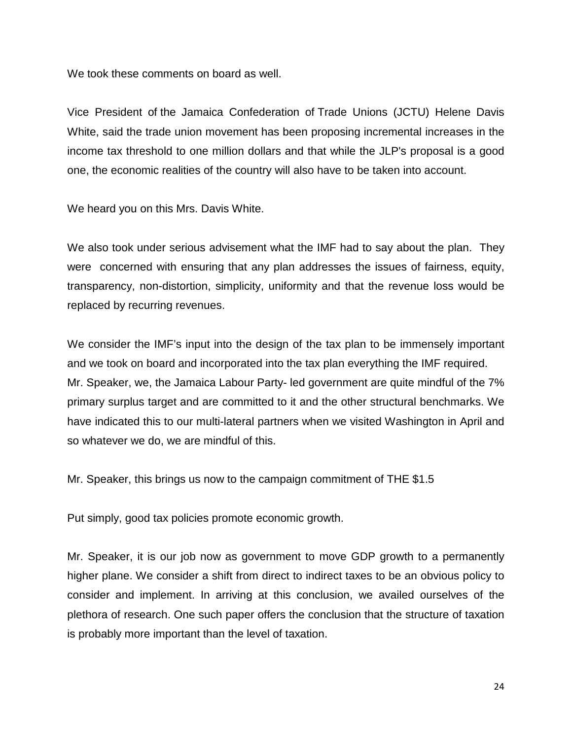We took these comments on board as well.

Vice President of the Jamaica Confederation of Trade Unions (JCTU) Helene Davis White, said the trade union movement has been proposing incremental increases in the income tax threshold to one million dollars and that while the JLP's proposal is a good one, the economic realities of the country will also have to be taken into account.

We heard you on this Mrs. Davis White.

We also took under serious advisement what the IMF had to say about the plan. They were concerned with ensuring that any plan addresses the issues of fairness, equity, transparency, non-distortion, simplicity, uniformity and that the revenue loss would be replaced by recurring revenues.

We consider the IMF's input into the design of the tax plan to be immensely important and we took on board and incorporated into the tax plan everything the IMF required.
Mr. Speaker, we, the Jamaica Labour Party- led government are quite mindful of the 7% primary surplus target and are committed to it and the other structural benchmarks. We have indicated this to our multi-lateral partners when we visited Washington in April and so whatever we do, we are mindful of this.

Mr. Speaker, this brings us now to the campaign commitment of THE $1.5

Put simply, good tax policies promote economic growth.

Mr. Speaker, it is our job now as government to move GDP growth to a permanently higher plane. We consider a shift from direct to indirect taxes to be an obvious policy to consider and implement. In arriving at this conclusion, we availed ourselves of the plethora of research. One such paper offers the conclusion that the structure of taxation is probably more important than the level of taxation.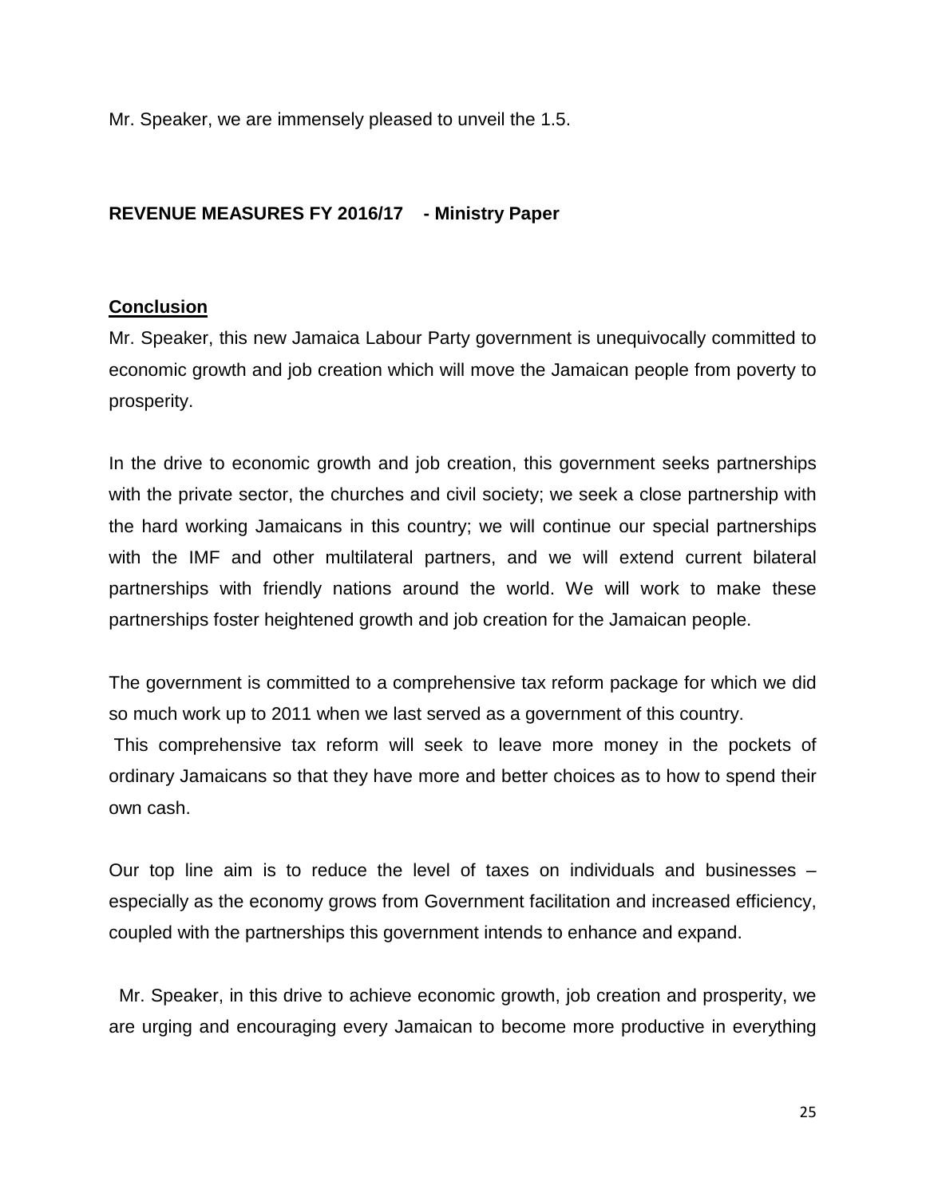Mr. Speaker, we are immensely pleased to unveil the 1.5.

**REVENUE MEASURES FY 2016/17 - Ministry Paper**

## Conclusion

Mr. Speaker, this new Jamaica Labour Party government is unequivocally committed to economic growth and job creation which will move the Jamaican people from poverty to prosperity.

In the drive to economic growth and job creation, this government seeks partnerships with the private sector, the churches and civil society; we seek a close partnership with the hard working Jamaicans in this country; we will continue our special partnerships with the IMF and other multilateral partners, and we will extend current bilateral partnerships with friendly nations around the world. We will work to make these partnerships foster heightened growth and job creation for the Jamaican people.

The government is committed to a comprehensive tax reform package for which we did so much work up to 2011 when we last served as a government of this country.
This comprehensive tax reform will seek to leave more money in the pockets of ordinary Jamaicans so that they have more and better choices as to how to spend their own cash.

Our top line aim is to reduce the level of taxes on individuals and businesses – especially as the economy grows from Government facilitation and increased efficiency, coupled with the partnerships this government intends to enhance and expand.

Mr. Speaker, in this drive to achieve economic growth, job creation and prosperity, we are urging and encouraging every Jamaican to become more productive in everything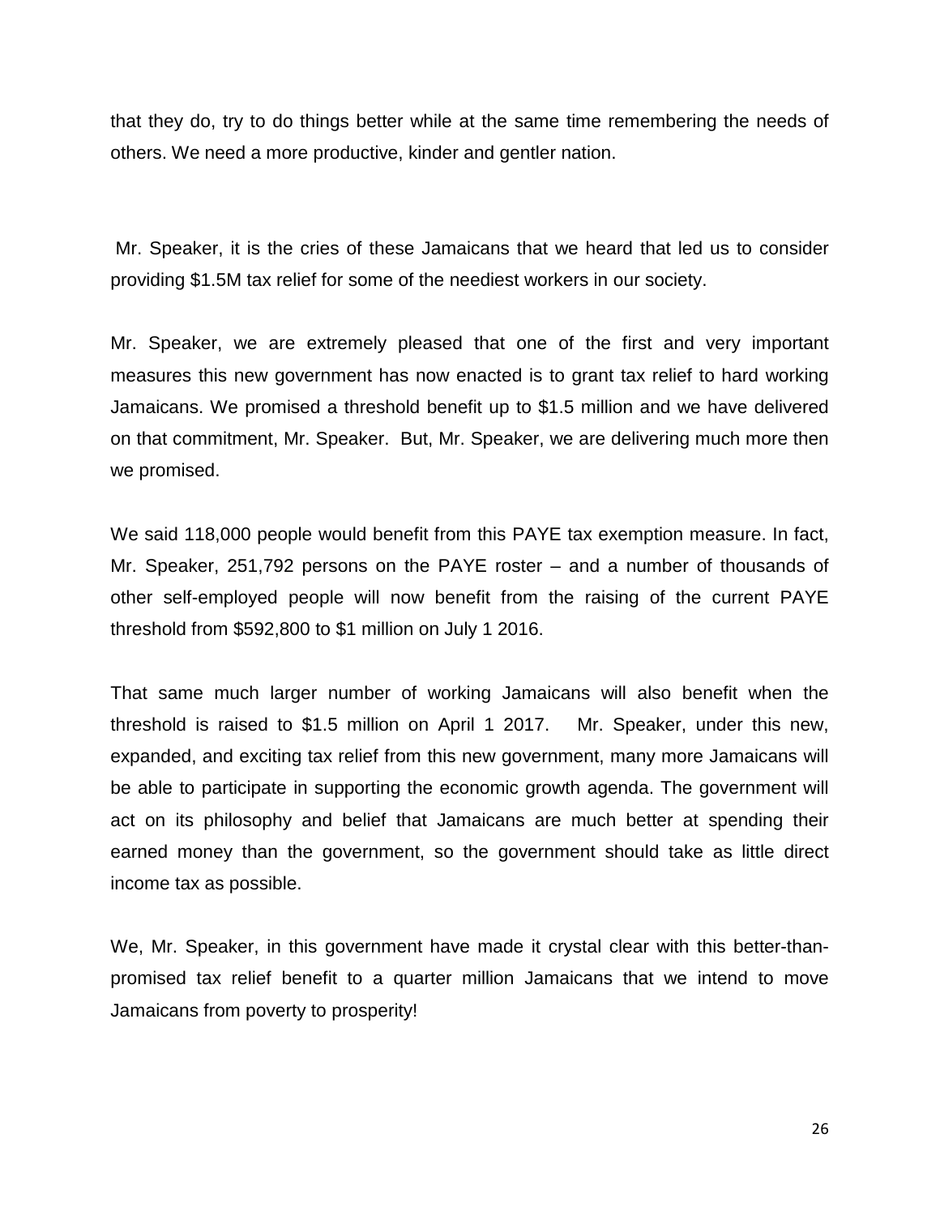that they do, try to do things better while at the same time remembering the needs of others. We need a more productive, kinder and gentler nation.

Mr. Speaker, it is the cries of these Jamaicans that we heard that led us to consider providing $1.5M tax relief for some of the neediest workers in our society.

Mr. Speaker, we are extremely pleased that one of the first and very important measures this new government has now enacted is to grant tax relief to hard working Jamaicans. We promised a threshold benefit up to $1.5 million and we have delivered on that commitment, Mr. Speaker. But, Mr. Speaker, we are delivering much more then we promised.

We said 118,000 people would benefit from this PAYE tax exemption measure. In fact, Mr. Speaker, 251,792 persons on the PAYE roster – and a number of thousands of other self-employed people will now benefit from the raising of the current PAYE threshold from $592,800 to $1 million on July 1 2016.

That same much larger number of working Jamaicans will also benefit when the threshold is raised to $1.5 million on April 1 2017. Mr. Speaker, under this new, expanded, and exciting tax relief from this new government, many more Jamaicans will be able to participate in supporting the economic growth agenda. The government will act on its philosophy and belief that Jamaicans are much better at spending their earned money than the government, so the government should take as little direct income tax as possible.

We, Mr. Speaker, in this government have made it crystal clear with this better-than-promised tax relief benefit to a quarter million Jamaicans that we intend to move Jamaicans from poverty to prosperity!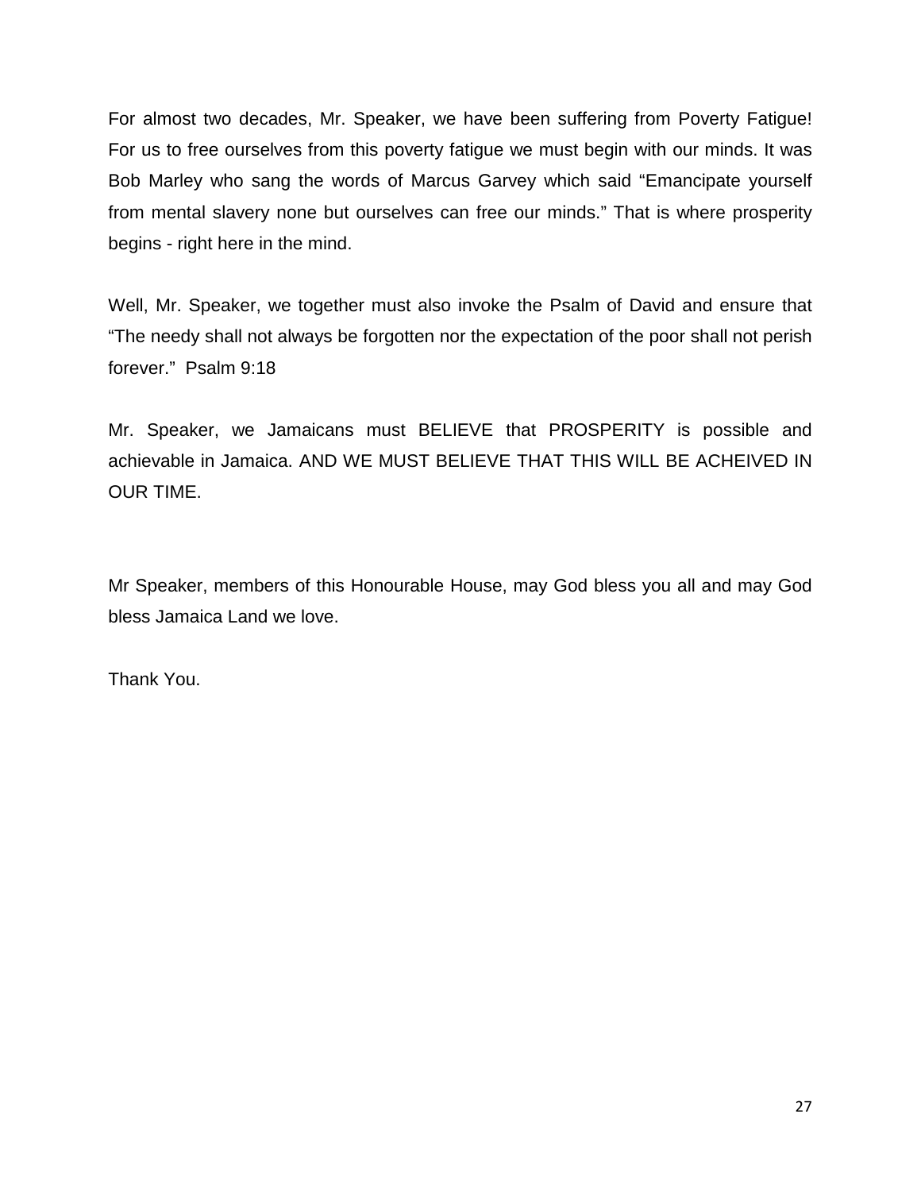For almost two decades, Mr. Speaker, we have been suffering from Poverty Fatigue! For us to free ourselves from this poverty fatigue we must begin with our minds. It was Bob Marley who sang the words of Marcus Garvey which said “Emancipate yourself from mental slavery none but ourselves can free our minds.” That is where prosperity begins - right here in the mind.

Well, Mr. Speaker, we together must also invoke the Psalm of David and ensure that “The needy shall not always be forgotten nor the expectation of the poor shall not perish forever.” Psalm 9:18

Mr. Speaker, we Jamaicans must BELIEVE that PROSPERITY is possible and achievable in Jamaica. AND WE MUST BELIEVE THAT THIS WILL BE ACHEIVED IN OUR TIME.

Mr Speaker, members of this Honourable House, may God bless you all and may God bless Jamaica Land we love.

Thank You.